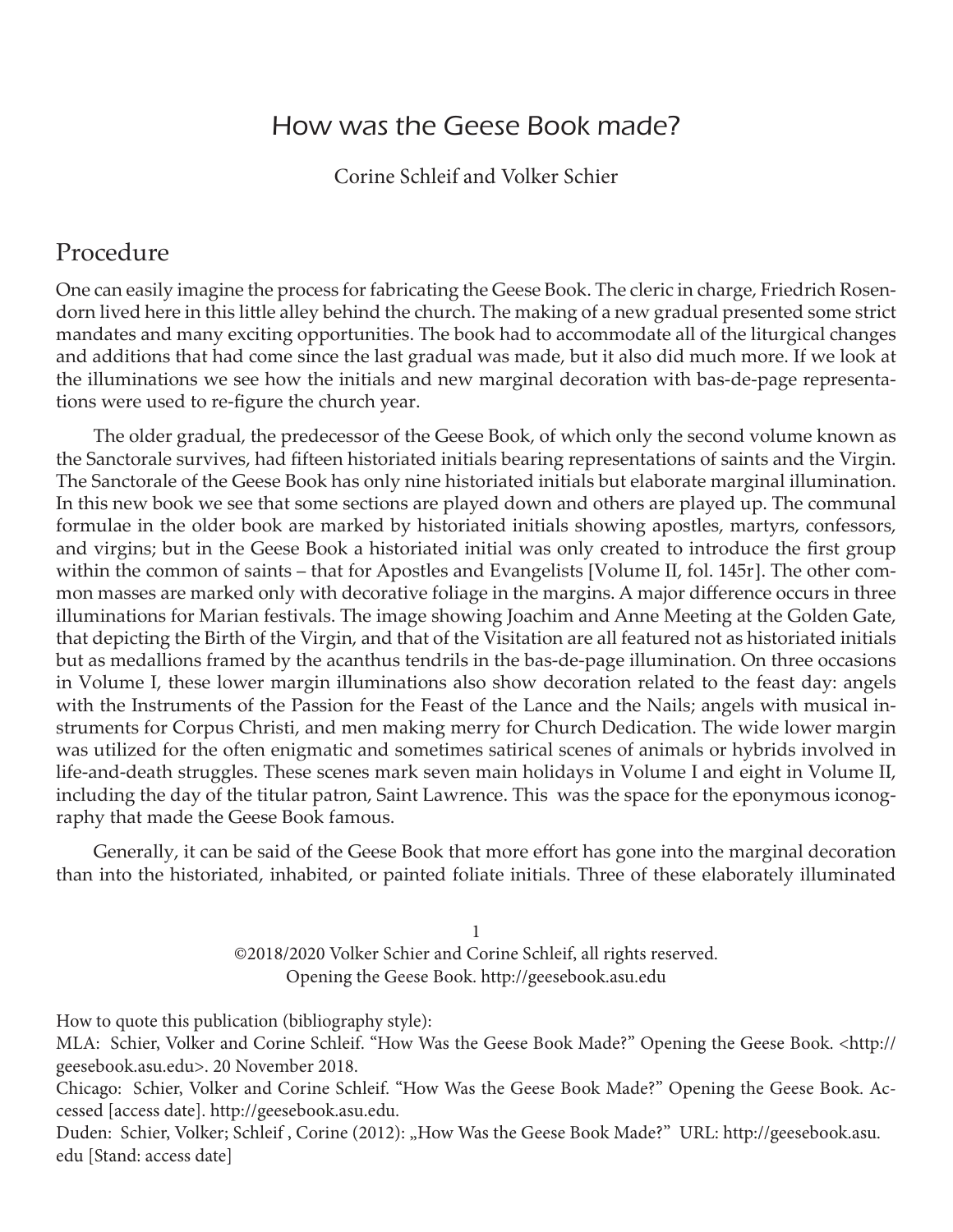# How was the Geese Book made?

Corine Schleif and Volker Schier

## Procedure

One can easily imagine the process for fabricating the Geese Book. The cleric in charge, Friedrich Rosendorn lived here in this little alley behind the church. The making of a new gradual presented some strict mandates and many exciting opportunities. The book had to accommodate all of the liturgical changes and additions that had come since the last gradual was made, but it also did much more. If we look at the illuminations we see how the initials and new marginal decoration with bas-de-page representations were used to re-figure the church year.

The older gradual, the predecessor of the Geese Book, of which only the second volume known as the Sanctorale survives, had fifteen historiated initials bearing representations of saints and the Virgin. The Sanctorale of the Geese Book has only nine historiated initials but elaborate marginal illumination. In this new book we see that some sections are played down and others are played up. The communal formulae in the older book are marked by historiated initials showing apostles, martyrs, confessors, and virgins; but in the Geese Book a historiated initial was only created to introduce the first group within the common of saints – that for Apostles and Evangelists [Volume II, fol. 145r]. The other common masses are marked only with decorative foliage in the margins. A major difference occurs in three illuminations for Marian festivals. The image showing Joachim and Anne Meeting at the Golden Gate, that depicting the Birth of the Virgin, and that of the Visitation are all featured not as historiated initials but as medallions framed by the acanthus tendrils in the bas-de-page illumination. On three occasions in Volume I, these lower margin illuminations also show decoration related to the feast day: angels with the Instruments of the Passion for the Feast of the Lance and the Nails; angels with musical instruments for Corpus Christi, and men making merry for Church Dedication. The wide lower margin was utilized for the often enigmatic and sometimes satirical scenes of animals or hybrids involved in life-and-death struggles. These scenes mark seven main holidays in Volume I and eight in Volume II, including the day of the titular patron, Saint Lawrence. This was the space for the eponymous iconography that made the Geese Book famous.

Generally, it can be said of the Geese Book that more effort has gone into the marginal decoration than into the historiated, inhabited, or painted foliate initials. Three of these elaborately illuminated

©2018/2020 Volker Schier and Corine Schleif, all rights reserved.
Opening the Geese Book. http://geesebook.asu.edu

How to quote this publication (bibliography style):
MLA: Schier, Volker and Corine Schleif. "How Was the Geese Book Made?" Opening the Geese Book. <http://geesebook.asu.edu>. 20 November 2018.
Chicago: Schier, Volker and Corine Schleif. "How Was the Geese Book Made?" Opening the Geese Book. Accessed [access date]. http://geesebook.asu.edu.
Duden: Schier, Volker; Schleif , Corine (2012): „How Was the Geese Book Made?" URL: http://geesebook.asu.edu [Stand: access date]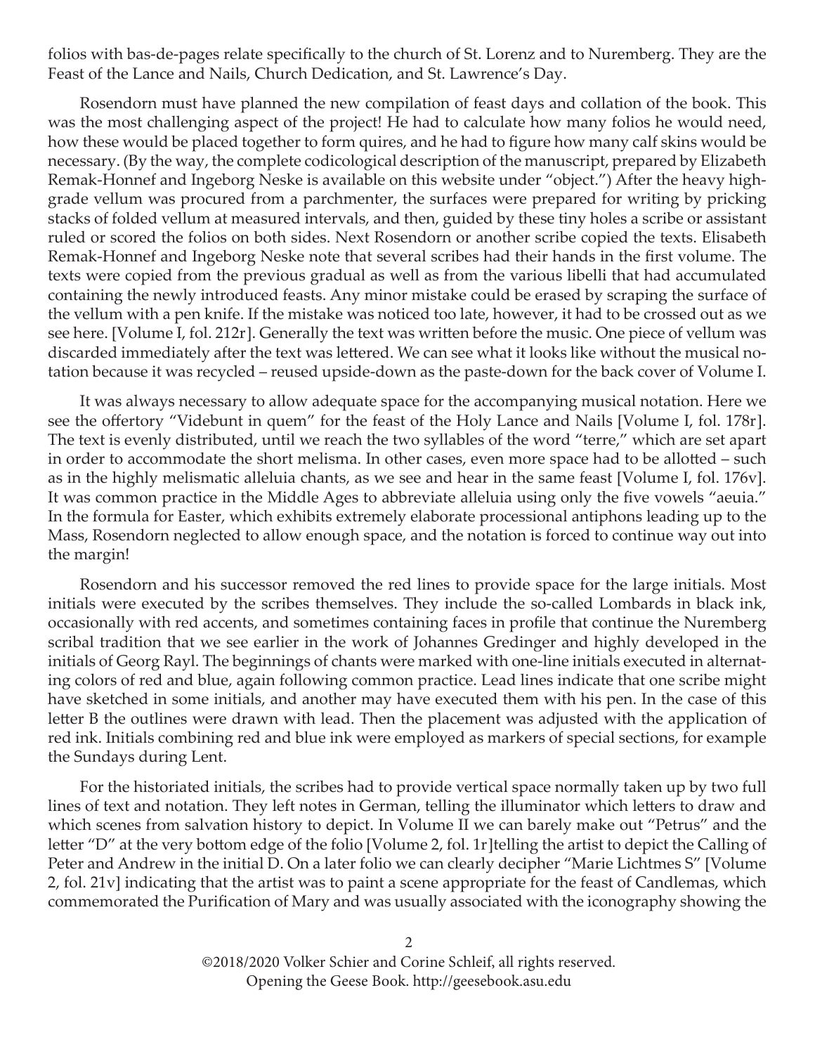folios with bas-de-pages relate specifically to the church of St. Lorenz and to Nuremberg. They are the Feast of the Lance and Nails, Church Dedication, and St. Lawrence's Day.

Rosendorn must have planned the new compilation of feast days and collation of the book. This was the most challenging aspect of the project! He had to calculate how many folios he would need, how these would be placed together to form quires, and he had to figure how many calf skins would be necessary. (By the way, the complete codicological description of the manuscript, prepared by Elizabeth Remak-Honnef and Ingeborg Neske is available on this website under "object.") After the heavy high-grade vellum was procured from a parchmenter, the surfaces were prepared for writing by pricking stacks of folded vellum at measured intervals, and then, guided by these tiny holes a scribe or assistant ruled or scored the folios on both sides. Next Rosendorn or another scribe copied the texts. Elisabeth Remak-Honnef and Ingeborg Neske note that several scribes had their hands in the first volume. The texts were copied from the previous gradual as well as from the various libelli that had accumulated containing the newly introduced feasts. Any minor mistake could be erased by scraping the surface of the vellum with a pen knife. If the mistake was noticed too late, however, it had to be crossed out as we see here. [Volume I, fol. 212r]. Generally the text was written before the music. One piece of vellum was discarded immediately after the text was lettered. We can see what it looks like without the musical notation because it was recycled – reused upside-down as the paste-down for the back cover of Volume I.

It was always necessary to allow adequate space for the accompanying musical notation. Here we see the offertory "Videbunt in quem" for the feast of the Holy Lance and Nails [Volume I, fol. 178r]. The text is evenly distributed, until we reach the two syllables of the word "terre," which are set apart in order to accommodate the short melisma. In other cases, even more space had to be allotted – such as in the highly melismatic alleluia chants, as we see and hear in the same feast [Volume I, fol. 176v]. It was common practice in the Middle Ages to abbreviate alleluia using only the five vowels "aeuia." In the formula for Easter, which exhibits extremely elaborate processional antiphons leading up to the Mass, Rosendorn neglected to allow enough space, and the notation is forced to continue way out into the margin!

Rosendorn and his successor removed the red lines to provide space for the large initials. Most initials were executed by the scribes themselves. They include the so-called Lombards in black ink, occasionally with red accents, and sometimes containing faces in profile that continue the Nuremberg scribal tradition that we see earlier in the work of Johannes Gredinger and highly developed in the initials of Georg Rayl. The beginnings of chants were marked with one-line initials executed in alternating colors of red and blue, again following common practice. Lead lines indicate that one scribe might have sketched in some initials, and another may have executed them with his pen. In the case of this letter B the outlines were drawn with lead. Then the placement was adjusted with the application of red ink. Initials combining red and blue ink were employed as markers of special sections, for example the Sundays during Lent.

For the historiated initials, the scribes had to provide vertical space normally taken up by two full lines of text and notation. They left notes in German, telling the illuminator which letters to draw and which scenes from salvation history to depict. In Volume II we can barely make out "Petrus" and the letter "D" at the very bottom edge of the folio [Volume 2, fol. 1r]telling the artist to depict the Calling of Peter and Andrew in the initial D. On a later folio we can clearly decipher "Marie Lichtmes S" [Volume 2, fol. 21v] indicating that the artist was to paint a scene appropriate for the feast of Candlemas, which commemorated the Purification of Mary and was usually associated with the iconography showing the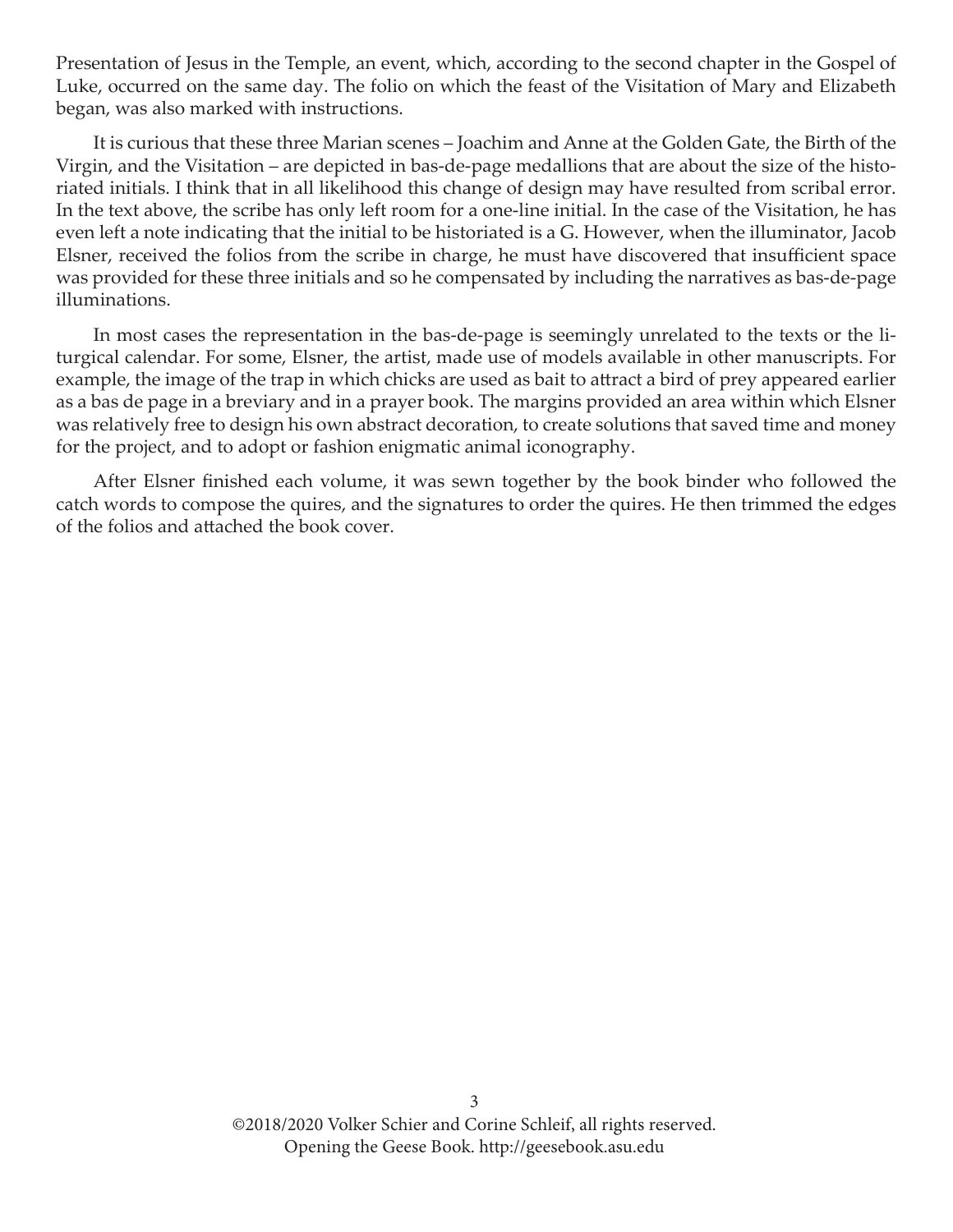Presentation of Jesus in the Temple, an event, which, according to the second chapter in the Gospel of Luke, occurred on the same day. The folio on which the feast of the Visitation of Mary and Elizabeth began, was also marked with instructions.

It is curious that these three Marian scenes – Joachim and Anne at the Golden Gate, the Birth of the Virgin, and the Visitation – are depicted in bas-de-page medallions that are about the size of the historiated initials. I think that in all likelihood this change of design may have resulted from scribal error. In the text above, the scribe has only left room for a one-line initial. In the case of the Visitation, he has even left a note indicating that the initial to be historiated is a G. However, when the illuminator, Jacob Elsner, received the folios from the scribe in charge, he must have discovered that insufficient space was provided for these three initials and so he compensated by including the narratives as bas-de-page illuminations.

In most cases the representation in the bas-de-page is seemingly unrelated to the texts or the liturgical calendar. For some, Elsner, the artist, made use of models available in other manuscripts. For example, the image of the trap in which chicks are used as bait to attract a bird of prey appeared earlier as a bas de page in a breviary and in a prayer book. The margins provided an area within which Elsner was relatively free to design his own abstract decoration, to create solutions that saved time and money for the project, and to adopt or fashion enigmatic animal iconography.

After Elsner finished each volume, it was sewn together by the book binder who followed the catch words to compose the quires, and the signatures to order the quires. He then trimmed the edges of the folios and attached the book cover.

©2018/2020 Volker Schier and Corine Schleif, all rights reserved.
Opening the Geese Book. http://geesebook.asu.edu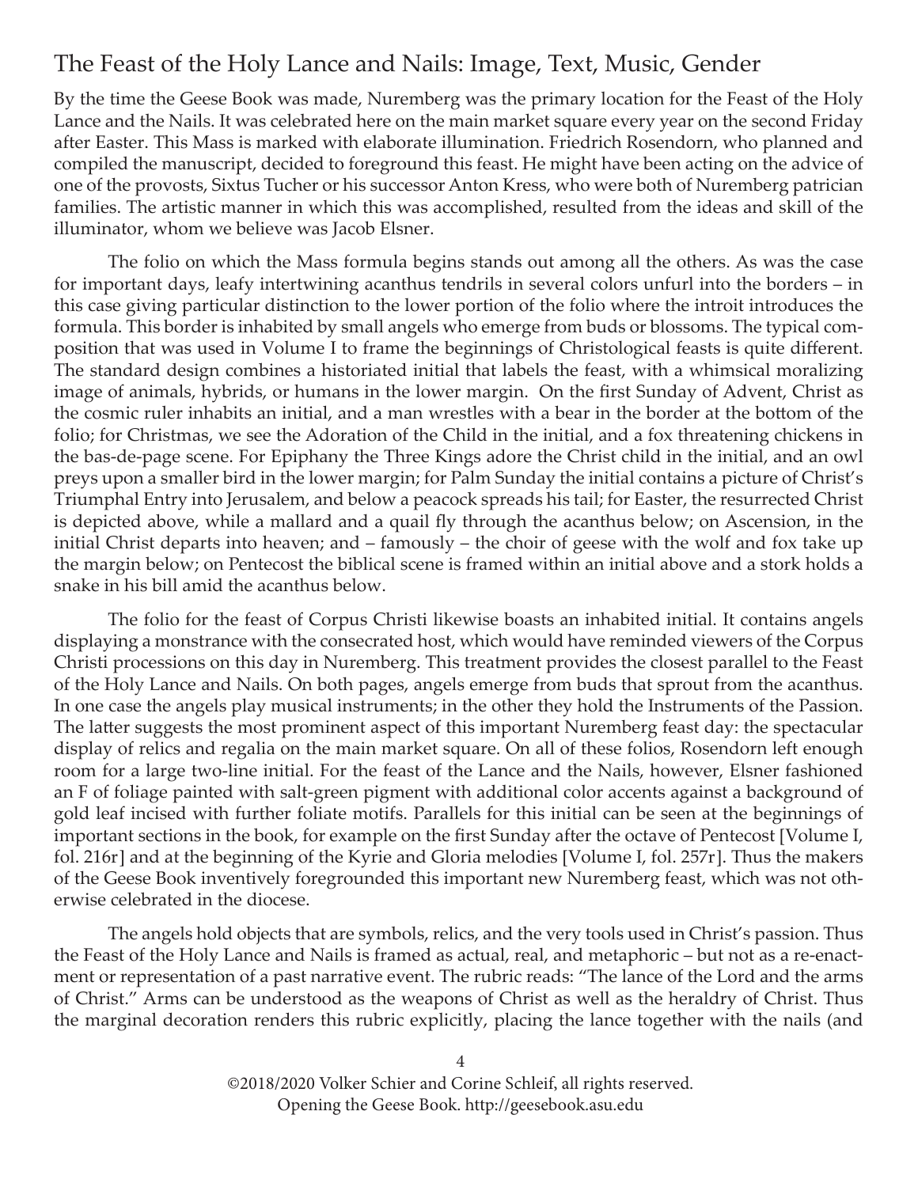## The Feast of the Holy Lance and Nails: Image, Text, Music, Gender

By the time the Geese Book was made, Nuremberg was the primary location for the Feast of the Holy Lance and the Nails. It was celebrated here on the main market square every year on the second Friday after Easter. This Mass is marked with elaborate illumination. Friedrich Rosendorn, who planned and compiled the manuscript, decided to foreground this feast. He might have been acting on the advice of one of the provosts, Sixtus Tucher or his successor Anton Kress, who were both of Nuremberg patrician families. The artistic manner in which this was accomplished, resulted from the ideas and skill of the illuminator, whom we believe was Jacob Elsner.

The folio on which the Mass formula begins stands out among all the others. As was the case for important days, leafy intertwining acanthus tendrils in several colors unfurl into the borders – in this case giving particular distinction to the lower portion of the folio where the introit introduces the formula. This border is inhabited by small angels who emerge from buds or blossoms. The typical composition that was used in Volume I to frame the beginnings of Christological feasts is quite different. The standard design combines a historiated initial that labels the feast, with a whimsical moralizing image of animals, hybrids, or humans in the lower margin. On the first Sunday of Advent, Christ as the cosmic ruler inhabits an initial, and a man wrestles with a bear in the border at the bottom of the folio; for Christmas, we see the Adoration of the Child in the initial, and a fox threatening chickens in the bas-de-page scene. For Epiphany the Three Kings adore the Christ child in the initial, and an owl preys upon a smaller bird in the lower margin; for Palm Sunday the initial contains a picture of Christ's Triumphal Entry into Jerusalem, and below a peacock spreads his tail; for Easter, the resurrected Christ is depicted above, while a mallard and a quail fly through the acanthus below; on Ascension, in the initial Christ departs into heaven; and – famously – the choir of geese with the wolf and fox take up the margin below; on Pentecost the biblical scene is framed within an initial above and a stork holds a snake in his bill amid the acanthus below.

The folio for the feast of Corpus Christi likewise boasts an inhabited initial. It contains angels displaying a monstrance with the consecrated host, which would have reminded viewers of the Corpus Christi processions on this day in Nuremberg. This treatment provides the closest parallel to the Feast of the Holy Lance and Nails. On both pages, angels emerge from buds that sprout from the acanthus. In one case the angels play musical instruments; in the other they hold the Instruments of the Passion. The latter suggests the most prominent aspect of this important Nuremberg feast day: the spectacular display of relics and regalia on the main market square. On all of these folios, Rosendorn left enough room for a large two-line initial. For the feast of the Lance and the Nails, however, Elsner fashioned an F of foliage painted with salt-green pigment with additional color accents against a background of gold leaf incised with further foliate motifs. Parallels for this initial can be seen at the beginnings of important sections in the book, for example on the first Sunday after the octave of Pentecost [Volume I, fol. 216r] and at the beginning of the Kyrie and Gloria melodies [Volume I, fol. 257r]. Thus the makers of the Geese Book inventively foregrounded this important new Nuremberg feast, which was not otherwise celebrated in the diocese.

The angels hold objects that are symbols, relics, and the very tools used in Christ's passion. Thus the Feast of the Holy Lance and Nails is framed as actual, real, and metaphoric – but not as a re-enactment or representation of a past narrative event. The rubric reads: "The lance of the Lord and the arms of Christ." Arms can be understood as the weapons of Christ as well as the heraldry of Christ. Thus the marginal decoration renders this rubric explicitly, placing the lance together with the nails (and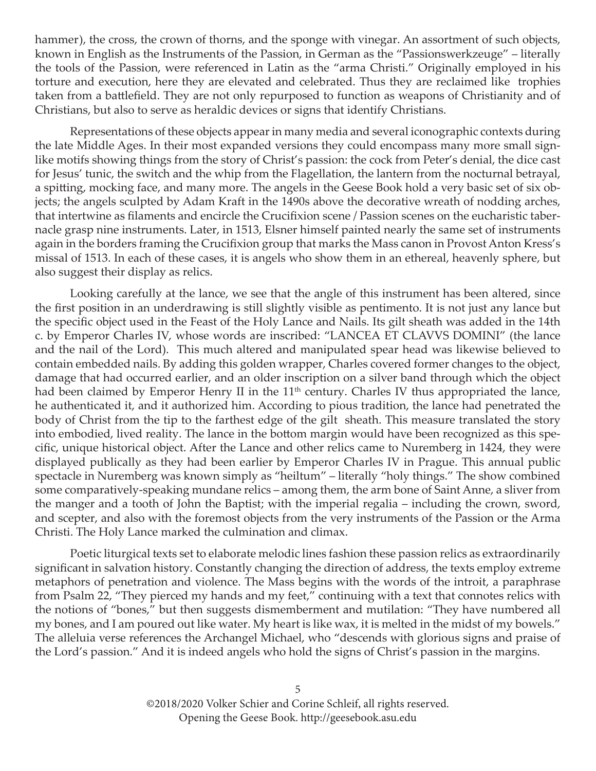hammer), the cross, the crown of thorns, and the sponge with vinegar. An assortment of such objects, known in English as the Instruments of the Passion, in German as the "Passionswerkzeuge" – literally the tools of the Passion, were referenced in Latin as the "arma Christi." Originally employed in his torture and execution, here they are elevated and celebrated. Thus they are reclaimed like trophies taken from a battlefield. They are not only repurposed to function as weapons of Christianity and of Christians, but also to serve as heraldic devices or signs that identify Christians.

Representations of these objects appear in many media and several iconographic contexts during the late Middle Ages. In their most expanded versions they could encompass many more small sign-like motifs showing things from the story of Christ's passion: the cock from Peter's denial, the dice cast for Jesus' tunic, the switch and the whip from the Flagellation, the lantern from the nocturnal betrayal, a spitting, mocking face, and many more. The angels in the Geese Book hold a very basic set of six objects; the angels sculpted by Adam Kraft in the 1490s above the decorative wreath of nodding arches, that intertwine as filaments and encircle the Crucifixion scene / Passion scenes on the eucharistic tabernacle grasp nine instruments. Later, in 1513, Elsner himself painted nearly the same set of instruments again in the borders framing the Crucifixion group that marks the Mass canon in Provost Anton Kress's missal of 1513. In each of these cases, it is angels who show them in an ethereal, heavenly sphere, but also suggest their display as relics.

Looking carefully at the lance, we see that the angle of this instrument has been altered, since the first position in an underdrawing is still slightly visible as pentimento. It is not just any lance but the specific object used in the Feast of the Holy Lance and Nails. Its gilt sheath was added in the 14th c. by Emperor Charles IV, whose words are inscribed: "LANCEA ET CLAVVS DOMINI" (the lance and the nail of the Lord). This much altered and manipulated spear head was likewise believed to contain embedded nails. By adding this golden wrapper, Charles covered former changes to the object, damage that had occurred earlier, and an older inscription on a silver band through which the object had been claimed by Emperor Henry II in the 11th century. Charles IV thus appropriated the lance, he authenticated it, and it authorized him. According to pious tradition, the lance had penetrated the body of Christ from the tip to the farthest edge of the gilt sheath. This measure translated the story into embodied, lived reality. The lance in the bottom margin would have been recognized as this specific, unique historical object. After the Lance and other relics came to Nuremberg in 1424, they were displayed publically as they had been earlier by Emperor Charles IV in Prague. This annual public spectacle in Nuremberg was known simply as "heiltum" – literally "holy things." The show combined some comparatively-speaking mundane relics – among them, the arm bone of Saint Anne, a sliver from the manger and a tooth of John the Baptist; with the imperial regalia – including the crown, sword, and scepter, and also with the foremost objects from the very instruments of the Passion or the Arma Christi. The Holy Lance marked the culmination and climax.

Poetic liturgical texts set to elaborate melodic lines fashion these passion relics as extraordinarily significant in salvation history. Constantly changing the direction of address, the texts employ extreme metaphors of penetration and violence. The Mass begins with the words of the introit, a paraphrase from Psalm 22, "They pierced my hands and my feet," continuing with a text that connotes relics with the notions of "bones," but then suggests dismemberment and mutilation: "They have numbered all my bones, and I am poured out like water. My heart is like wax, it is melted in the midst of my bowels." The alleluia verse references the Archangel Michael, who "descends with glorious signs and praise of the Lord's passion." And it is indeed angels who hold the signs of Christ's passion in the margins.

©2018/2020 Volker Schier and Corine Schleif, all rights reserved.
Opening the Geese Book. http://geesebook.asu.edu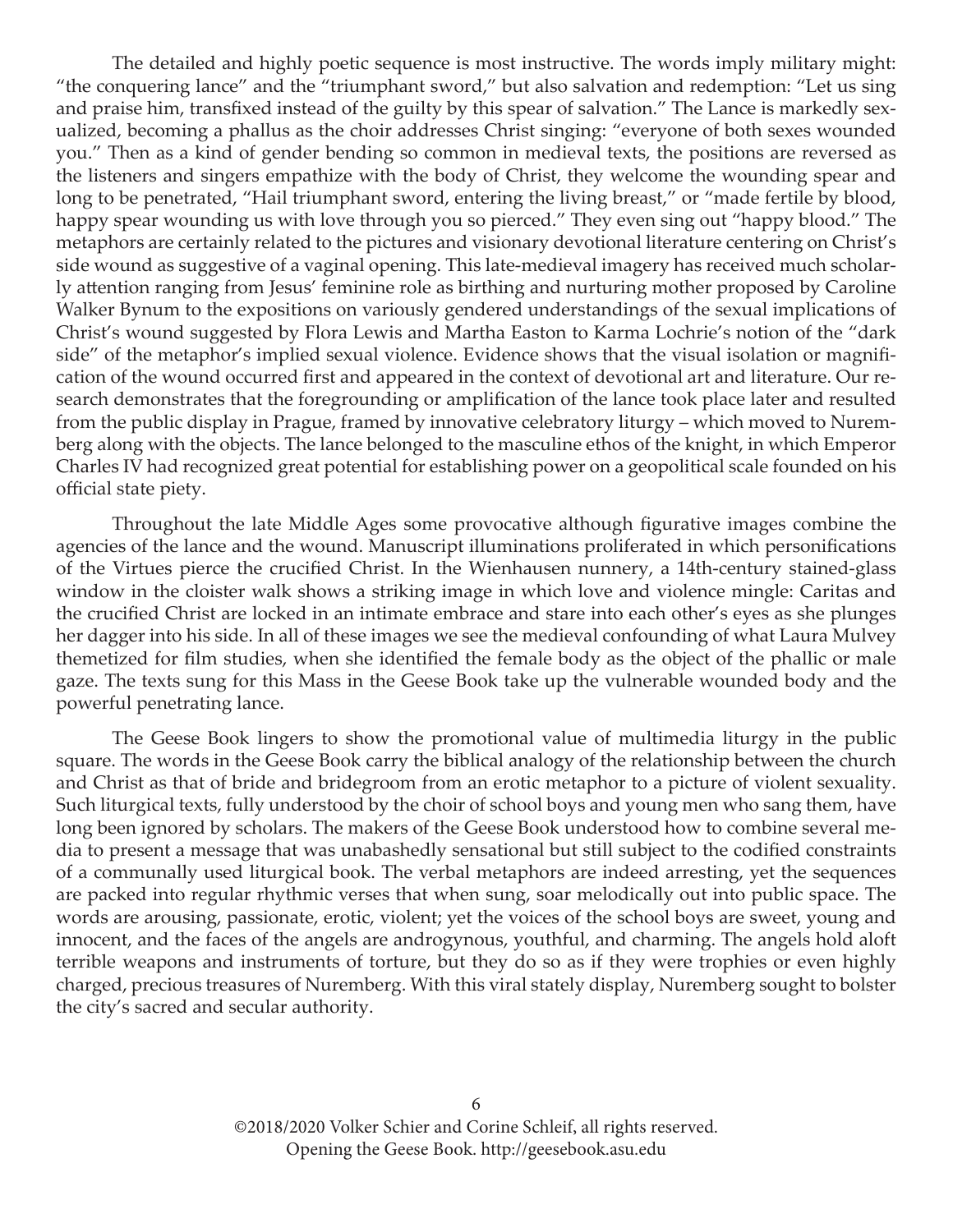The detailed and highly poetic sequence is most instructive. The words imply military might: "the conquering lance" and the "triumphant sword," but also salvation and redemption: "Let us sing and praise him, transfixed instead of the guilty by this spear of salvation." The Lance is markedly sexualized, becoming a phallus as the choir addresses Christ singing: "everyone of both sexes wounded you." Then as a kind of gender bending so common in medieval texts, the positions are reversed as the listeners and singers empathize with the body of Christ, they welcome the wounding spear and long to be penetrated, "Hail triumphant sword, entering the living breast," or "made fertile by blood, happy spear wounding us with love through you so pierced." They even sing out "happy blood." The metaphors are certainly related to the pictures and visionary devotional literature centering on Christ's side wound as suggestive of a vaginal opening. This late-medieval imagery has received much scholarly attention ranging from Jesus' feminine role as birthing and nurturing mother proposed by Caroline Walker Bynum to the expositions on variously gendered understandings of the sexual implications of Christ's wound suggested by Flora Lewis and Martha Easton to Karma Lochrie's notion of the "dark side" of the metaphor's implied sexual violence. Evidence shows that the visual isolation or magnification of the wound occurred first and appeared in the context of devotional art and literature. Our research demonstrates that the foregrounding or amplification of the lance took place later and resulted from the public display in Prague, framed by innovative celebratory liturgy – which moved to Nuremberg along with the objects. The lance belonged to the masculine ethos of the knight, in which Emperor Charles IV had recognized great potential for establishing power on a geopolitical scale founded on his official state piety.

Throughout the late Middle Ages some provocative although figurative images combine the agencies of the lance and the wound. Manuscript illuminations proliferated in which personifications of the Virtues pierce the crucified Christ. In the Wienhausen nunnery, a 14th-century stained-glass window in the cloister walk shows a striking image in which love and violence mingle: Caritas and the crucified Christ are locked in an intimate embrace and stare into each other's eyes as she plunges her dagger into his side. In all of these images we see the medieval confounding of what Laura Mulvey themetized for film studies, when she identified the female body as the object of the phallic or male gaze. The texts sung for this Mass in the Geese Book take up the vulnerable wounded body and the powerful penetrating lance.

The Geese Book lingers to show the promotional value of multimedia liturgy in the public square. The words in the Geese Book carry the biblical analogy of the relationship between the church and Christ as that of bride and bridegroom from an erotic metaphor to a picture of violent sexuality. Such liturgical texts, fully understood by the choir of school boys and young men who sang them, have long been ignored by scholars. The makers of the Geese Book understood how to combine several media to present a message that was unabashedly sensational but still subject to the codified constraints of a communally used liturgical book. The verbal metaphors are indeed arresting, yet the sequences are packed into regular rhythmic verses that when sung, soar melodically out into public space. The words are arousing, passionate, erotic, violent; yet the voices of the school boys are sweet, young and innocent, and the faces of the angels are androgynous, youthful, and charming. The angels hold aloft terrible weapons and instruments of torture, but they do so as if they were trophies or even highly charged, precious treasures of Nuremberg. With this viral stately display, Nuremberg sought to bolster the city's sacred and secular authority.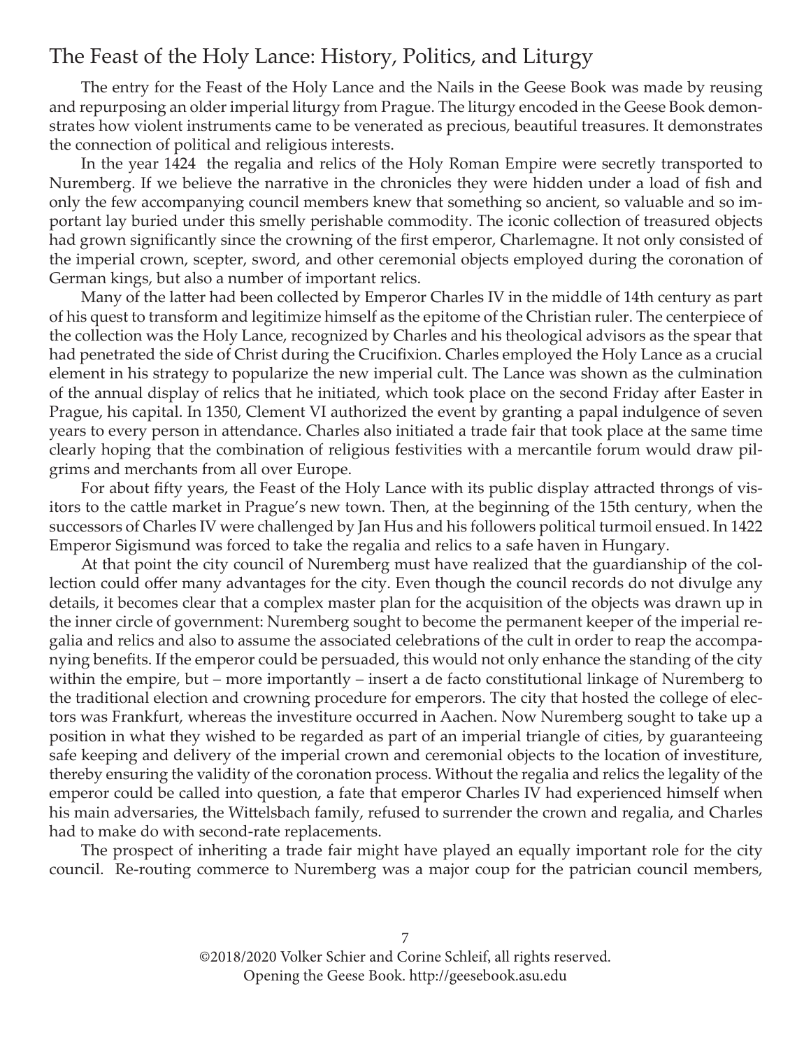## The Feast of the Holy Lance: History, Politics, and Liturgy

The entry for the Feast of the Holy Lance and the Nails in the Geese Book was made by reusing and repurposing an older imperial liturgy from Prague. The liturgy encoded in the Geese Book demonstrates how violent instruments came to be venerated as precious, beautiful treasures. It demonstrates the connection of political and religious interests.

In the year 1424 the regalia and relics of the Holy Roman Empire were secretly transported to Nuremberg. If we believe the narrative in the chronicles they were hidden under a load of fish and only the few accompanying council members knew that something so ancient, so valuable and so important lay buried under this smelly perishable commodity. The iconic collection of treasured objects had grown significantly since the crowning of the first emperor, Charlemagne. It not only consisted of the imperial crown, scepter, sword, and other ceremonial objects employed during the coronation of German kings, but also a number of important relics.

Many of the latter had been collected by Emperor Charles IV in the middle of 14th century as part of his quest to transform and legitimize himself as the epitome of the Christian ruler. The centerpiece of the collection was the Holy Lance, recognized by Charles and his theological advisors as the spear that had penetrated the side of Christ during the Crucifixion. Charles employed the Holy Lance as a crucial element in his strategy to popularize the new imperial cult. The Lance was shown as the culmination of the annual display of relics that he initiated, which took place on the second Friday after Easter in Prague, his capital. In 1350, Clement VI authorized the event by granting a papal indulgence of seven years to every person in attendance. Charles also initiated a trade fair that took place at the same time clearly hoping that the combination of religious festivities with a mercantile forum would draw pilgrims and merchants from all over Europe.

For about fifty years, the Feast of the Holy Lance with its public display attracted throngs of visitors to the cattle market in Prague's new town. Then, at the beginning of the 15th century, when the successors of Charles IV were challenged by Jan Hus and his followers political turmoil ensued. In 1422 Emperor Sigismund was forced to take the regalia and relics to a safe haven in Hungary.

At that point the city council of Nuremberg must have realized that the guardianship of the collection could offer many advantages for the city. Even though the council records do not divulge any details, it becomes clear that a complex master plan for the acquisition of the objects was drawn up in the inner circle of government: Nuremberg sought to become the permanent keeper of the imperial regalia and relics and also to assume the associated celebrations of the cult in order to reap the accompanying benefits. If the emperor could be persuaded, this would not only enhance the standing of the city within the empire, but – more importantly – insert a de facto constitutional linkage of Nuremberg to the traditional election and crowning procedure for emperors. The city that hosted the college of electors was Frankfurt, whereas the investiture occurred in Aachen. Now Nuremberg sought to take up a position in what they wished to be regarded as part of an imperial triangle of cities, by guaranteeing safe keeping and delivery of the imperial crown and ceremonial objects to the location of investiture, thereby ensuring the validity of the coronation process. Without the regalia and relics the legality of the emperor could be called into question, a fate that emperor Charles IV had experienced himself when his main adversaries, the Wittelsbach family, refused to surrender the crown and regalia, and Charles had to make do with second-rate replacements.

The prospect of inheriting a trade fair might have played an equally important role for the city council. Re-routing commerce to Nuremberg was a major coup for the patrician council members,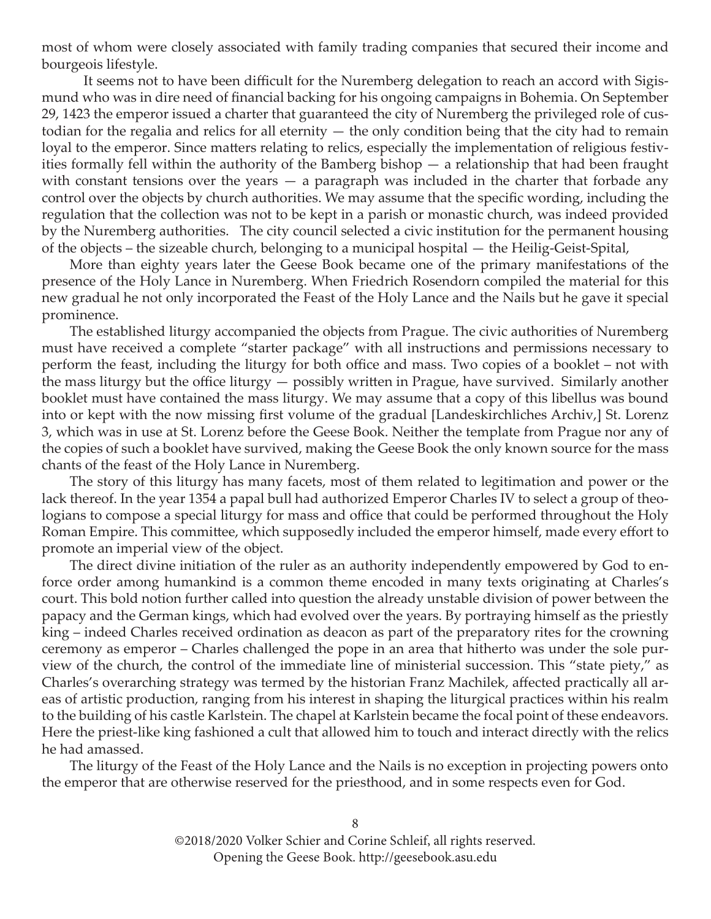most of whom were closely associated with family trading companies that secured their income and bourgeois lifestyle.

It seems not to have been difficult for the Nuremberg delegation to reach an accord with Sigismund who was in dire need of financial backing for his ongoing campaigns in Bohemia. On September 29, 1423 the emperor issued a charter that guaranteed the city of Nuremberg the privileged role of custodian for the regalia and relics for all eternity — the only condition being that the city had to remain loyal to the emperor. Since matters relating to relics, especially the implementation of religious festivities formally fell within the authority of the Bamberg bishop — a relationship that had been fraught with constant tensions over the years — a paragraph was included in the charter that forbade any control over the objects by church authorities. We may assume that the specific wording, including the regulation that the collection was not to be kept in a parish or monastic church, was indeed provided by the Nuremberg authorities. The city council selected a civic institution for the permanent housing of the objects – the sizeable church, belonging to a municipal hospital — the Heilig-Geist-Spital,

More than eighty years later the Geese Book became one of the primary manifestations of the presence of the Holy Lance in Nuremberg. When Friedrich Rosendorn compiled the material for this new gradual he not only incorporated the Feast of the Holy Lance and the Nails but he gave it special prominence.

The established liturgy accompanied the objects from Prague. The civic authorities of Nuremberg must have received a complete "starter package" with all instructions and permissions necessary to perform the feast, including the liturgy for both office and mass. Two copies of a booklet – not with the mass liturgy but the office liturgy — possibly written in Prague, have survived. Similarly another booklet must have contained the mass liturgy. We may assume that a copy of this libellus was bound into or kept with the now missing first volume of the gradual [Landeskirchliches Archiv,] St. Lorenz 3, which was in use at St. Lorenz before the Geese Book. Neither the template from Prague nor any of the copies of such a booklet have survived, making the Geese Book the only known source for the mass chants of the feast of the Holy Lance in Nuremberg.

The story of this liturgy has many facets, most of them related to legitimation and power or the lack thereof. In the year 1354 a papal bull had authorized Emperor Charles IV to select a group of theologians to compose a special liturgy for mass and office that could be performed throughout the Holy Roman Empire. This committee, which supposedly included the emperor himself, made every effort to promote an imperial view of the object.

The direct divine initiation of the ruler as an authority independently empowered by God to enforce order among humankind is a common theme encoded in many texts originating at Charles's court. This bold notion further called into question the already unstable division of power between the papacy and the German kings, which had evolved over the years. By portraying himself as the priestly king – indeed Charles received ordination as deacon as part of the preparatory rites for the crowning ceremony as emperor – Charles challenged the pope in an area that hitherto was under the sole purview of the church, the control of the immediate line of ministerial succession. This "state piety," as Charles's overarching strategy was termed by the historian Franz Machilek, affected practically all areas of artistic production, ranging from his interest in shaping the liturgical practices within his realm to the building of his castle Karlstein. The chapel at Karlstein became the focal point of these endeavors. Here the priest-like king fashioned a cult that allowed him to touch and interact directly with the relics he had amassed.

The liturgy of the Feast of the Holy Lance and the Nails is no exception in projecting powers onto the emperor that are otherwise reserved for the priesthood, and in some respects even for God.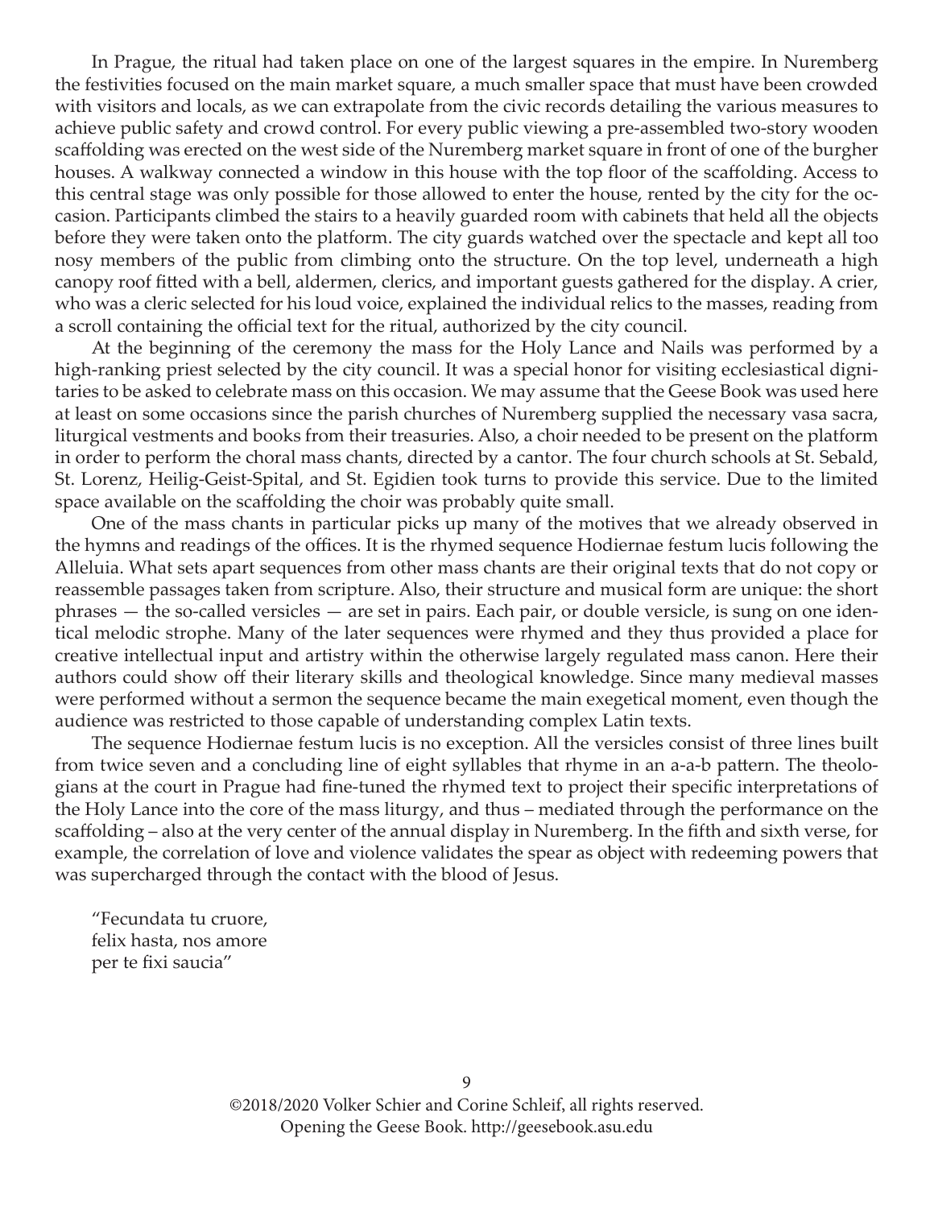In Prague, the ritual had taken place on one of the largest squares in the empire. In Nuremberg the festivities focused on the main market square, a much smaller space that must have been crowded with visitors and locals, as we can extrapolate from the civic records detailing the various measures to achieve public safety and crowd control. For every public viewing a pre-assembled two-story wooden scaffolding was erected on the west side of the Nuremberg market square in front of one of the burgher houses. A walkway connected a window in this house with the top floor of the scaffolding. Access to this central stage was only possible for those allowed to enter the house, rented by the city for the occasion. Participants climbed the stairs to a heavily guarded room with cabinets that held all the objects before they were taken onto the platform. The city guards watched over the spectacle and kept all too nosy members of the public from climbing onto the structure. On the top level, underneath a high canopy roof fitted with a bell, aldermen, clerics, and important guests gathered for the display. A crier, who was a cleric selected for his loud voice, explained the individual relics to the masses, reading from a scroll containing the official text for the ritual, authorized by the city council.

At the beginning of the ceremony the mass for the Holy Lance and Nails was performed by a high-ranking priest selected by the city council. It was a special honor for visiting ecclesiastical dignitaries to be asked to celebrate mass on this occasion. We may assume that the Geese Book was used here at least on some occasions since the parish churches of Nuremberg supplied the necessary vasa sacra, liturgical vestments and books from their treasuries. Also, a choir needed to be present on the platform in order to perform the choral mass chants, directed by a cantor. The four church schools at St. Sebald, St. Lorenz, Heilig-Geist-Spital, and St. Egidien took turns to provide this service. Due to the limited space available on the scaffolding the choir was probably quite small.

One of the mass chants in particular picks up many of the motives that we already observed in the hymns and readings of the offices. It is the rhymed sequence Hodiernae festum lucis following the Alleluia. What sets apart sequences from other mass chants are their original texts that do not copy or reassemble passages taken from scripture. Also, their structure and musical form are unique: the short phrases — the so-called versicles — are set in pairs. Each pair, or double versicle, is sung on one identical melodic strophe. Many of the later sequences were rhymed and they thus provided a place for creative intellectual input and artistry within the otherwise largely regulated mass canon. Here their authors could show off their literary skills and theological knowledge. Since many medieval masses were performed without a sermon the sequence became the main exegetical moment, even though the audience was restricted to those capable of understanding complex Latin texts.

The sequence Hodiernae festum lucis is no exception. All the versicles consist of three lines built from twice seven and a concluding line of eight syllables that rhyme in an a-a-b pattern. The theologians at the court in Prague had fine-tuned the rhymed text to project their specific interpretations of the Holy Lance into the core of the mass liturgy, and thus – mediated through the performance on the scaffolding – also at the very center of the annual display in Nuremberg. In the fifth and sixth verse, for example, the correlation of love and violence validates the spear as object with redeeming powers that was supercharged through the contact with the blood of Jesus.

"Fecundata tu cruore,  
felix hasta, nos amore  
per te fixi saucia"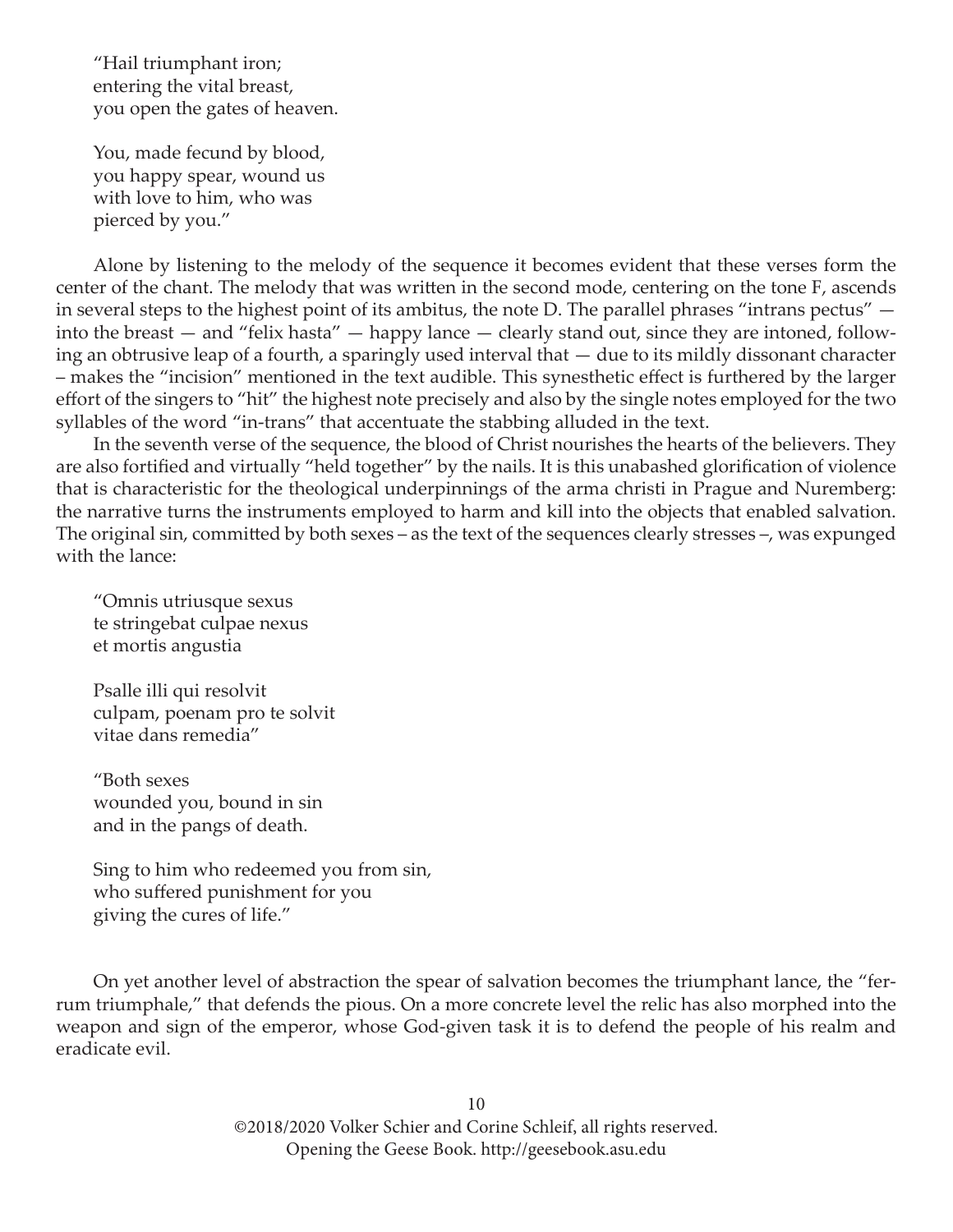"Hail triumphant iron;  
entering the vital breast,  
you open the gates of heaven.

You, made fecund by blood,  
you happy spear, wound us  
with love to him, who was  
pierced by you."

Alone by listening to the melody of the sequence it becomes evident that these verses form the center of the chant. The melody that was written in the second mode, centering on the tone F, ascends in several steps to the highest point of its ambitus, the note D. The parallel phrases "intrans pectus" — into the breast — and "felix hasta" — happy lance — clearly stand out, since they are intoned, following an obtrusive leap of a fourth, a sparingly used interval that — due to its mildly dissonant character – makes the "incision" mentioned in the text audible. This synesthetic effect is furthered by the larger effort of the singers to "hit" the highest note precisely and also by the single notes employed for the two syllables of the word "in-trans" that accentuate the stabbing alluded in the text.

In the seventh verse of the sequence, the blood of Christ nourishes the hearts of the believers. They are also fortified and virtually "held together" by the nails. It is this unabashed glorification of violence that is characteristic for the theological underpinnings of the arma christi in Prague and Nuremberg: the narrative turns the instruments employed to harm and kill into the objects that enabled salvation. The original sin, committed by both sexes – as the text of the sequences clearly stresses –, was expunged with the lance:

"Omnis utriusque sexus  
te stringebat culpae nexus  
et mortis angustia

Psalle illi qui resolvit  
culpam, poenam pro te solvit  
vitae dans remedia"

"Both sexes  
wounded you, bound in sin  
and in the pangs of death.

Sing to him who redeemed you from sin,  
who suffered punishment for you  
giving the cures of life."

On yet another level of abstraction the spear of salvation becomes the triumphant lance, the "ferrum triumphale," that defends the pious. On a more concrete level the relic has also morphed into the weapon and sign of the emperor, whose God-given task it is to defend the people of his realm and eradicate evil.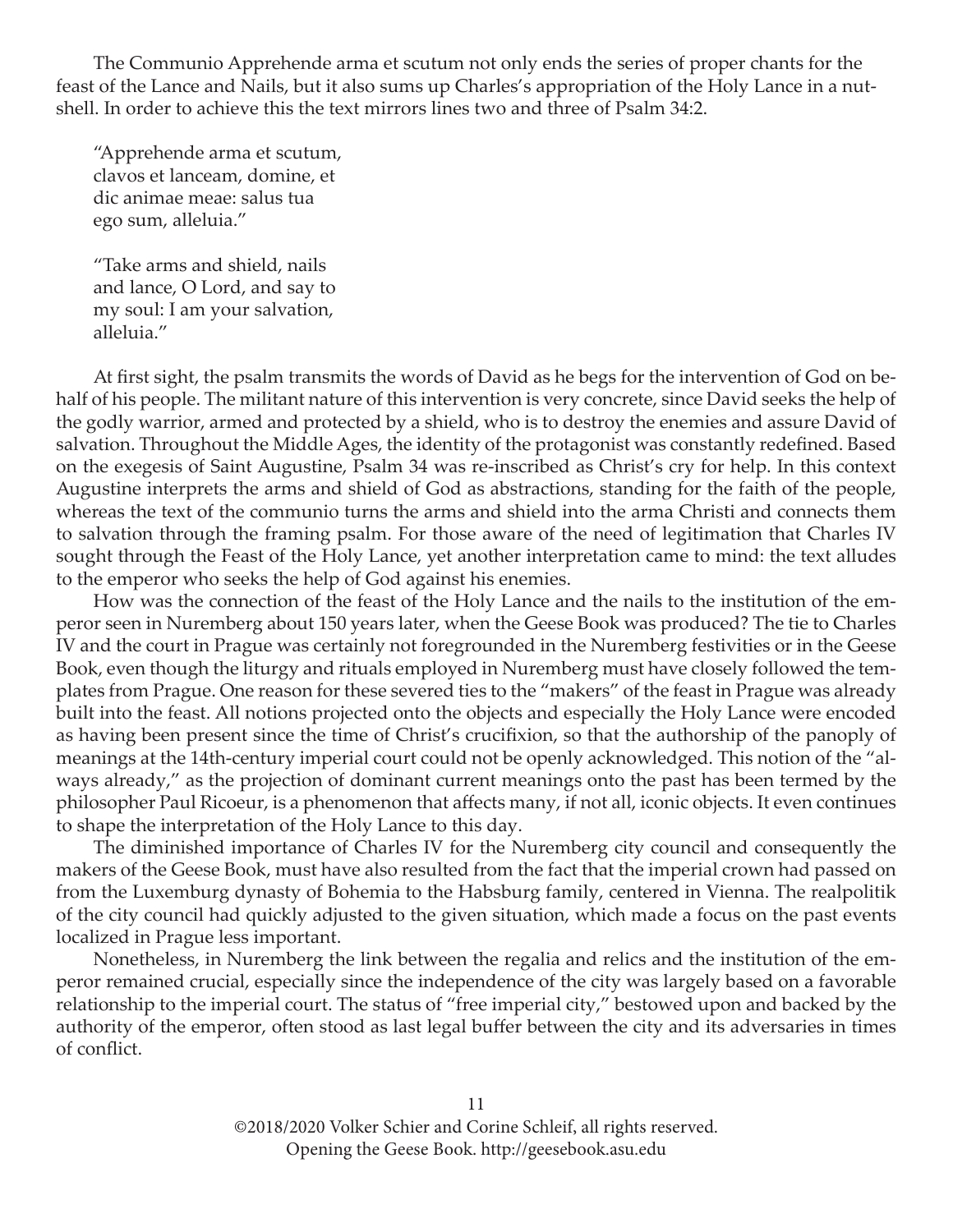The Communio Apprehende arma et scutum not only ends the series of proper chants for the feast of the Lance and Nails, but it also sums up Charles's appropriation of the Holy Lance in a nutshell. In order to achieve this the text mirrors lines two and three of Psalm 34:2.

> "Apprehende arma et scutum,
> clavos et lanceam, domine, et
> dic animae meae: salus tua
> ego sum, alleluia."
>
> "Take arms and shield, nails
> and lance, O Lord, and say to
> my soul: I am your salvation,
> alleluia."

At first sight, the psalm transmits the words of David as he begs for the intervention of God on behalf of his people. The militant nature of this intervention is very concrete, since David seeks the help of the godly warrior, armed and protected by a shield, who is to destroy the enemies and assure David of salvation. Throughout the Middle Ages, the identity of the protagonist was constantly redefined. Based on the exegesis of Saint Augustine, Psalm 34 was re-inscribed as Christ's cry for help. In this context Augustine interprets the arms and shield of God as abstractions, standing for the faith of the people, whereas the text of the communio turns the arms and shield into the arma Christi and connects them to salvation through the framing psalm. For those aware of the need of legitimation that Charles IV sought through the Feast of the Holy Lance, yet another interpretation came to mind: the text alludes to the emperor who seeks the help of God against his enemies.

How was the connection of the feast of the Holy Lance and the nails to the institution of the emperor seen in Nuremberg about 150 years later, when the Geese Book was produced? The tie to Charles IV and the court in Prague was certainly not foregrounded in the Nuremberg festivities or in the Geese Book, even though the liturgy and rituals employed in Nuremberg must have closely followed the templates from Prague. One reason for these severed ties to the "makers" of the feast in Prague was already built into the feast. All notions projected onto the objects and especially the Holy Lance were encoded as having been present since the time of Christ's crucifixion, so that the authorship of the panoply of meanings at the 14th-century imperial court could not be openly acknowledged. This notion of the "always already," as the projection of dominant current meanings onto the past has been termed by the philosopher Paul Ricoeur, is a phenomenon that affects many, if not all, iconic objects. It even continues to shape the interpretation of the Holy Lance to this day.

The diminished importance of Charles IV for the Nuremberg city council and consequently the makers of the Geese Book, must have also resulted from the fact that the imperial crown had passed on from the Luxemburg dynasty of Bohemia to the Habsburg family, centered in Vienna. The realpolitik of the city council had quickly adjusted to the given situation, which made a focus on the past events localized in Prague less important.

Nonetheless, in Nuremberg the link between the regalia and relics and the institution of the emperor remained crucial, especially since the independence of the city was largely based on a favorable relationship to the imperial court. The status of "free imperial city," bestowed upon and backed by the authority of the emperor, often stood as last legal buffer between the city and its adversaries in times of conflict.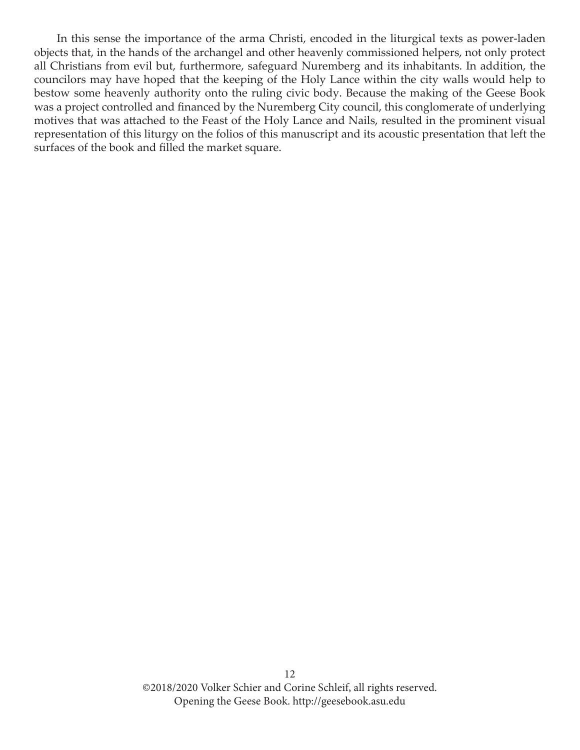In this sense the importance of the arma Christi, encoded in the liturgical texts as power-laden objects that, in the hands of the archangel and other heavenly commissioned helpers, not only protect all Christians from evil but, furthermore, safeguard Nuremberg and its inhabitants. In addition, the councilors may have hoped that the keeping of the Holy Lance within the city walls would help to bestow some heavenly authority onto the ruling civic body. Because the making of the Geese Book was a project controlled and financed by the Nuremberg City council, this conglomerate of underlying motives that was attached to the Feast of the Holy Lance and Nails, resulted in the prominent visual representation of this liturgy on the folios of this manuscript and its acoustic presentation that left the surfaces of the book and filled the market square.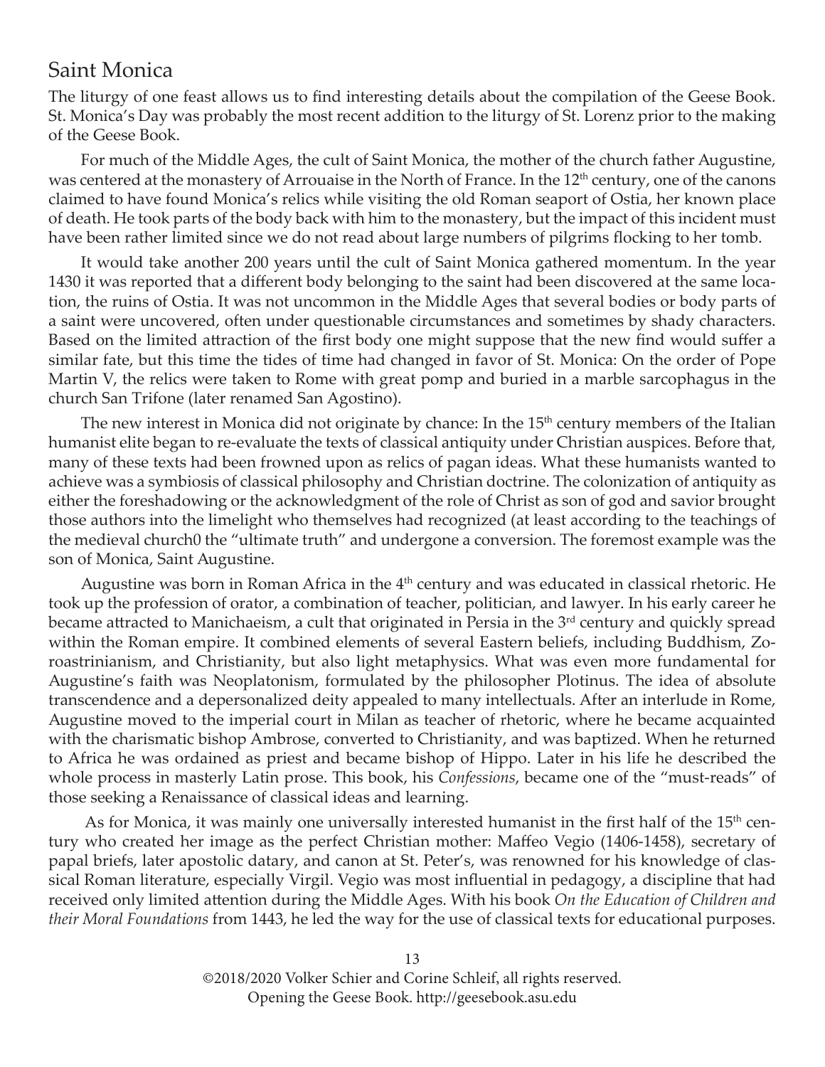## Saint Monica

The liturgy of one feast allows us to find interesting details about the compilation of the Geese Book. St. Monica's Day was probably the most recent addition to the liturgy of St. Lorenz prior to the making of the Geese Book.

For much of the Middle Ages, the cult of Saint Monica, the mother of the church father Augustine, was centered at the monastery of Arrouaise in the North of France. In the 12th century, one of the canons claimed to have found Monica's relics while visiting the old Roman seaport of Ostia, her known place of death. He took parts of the body back with him to the monastery, but the impact of this incident must have been rather limited since we do not read about large numbers of pilgrims flocking to her tomb.

It would take another 200 years until the cult of Saint Monica gathered momentum. In the year 1430 it was reported that a different body belonging to the saint had been discovered at the same location, the ruins of Ostia. It was not uncommon in the Middle Ages that several bodies or body parts of a saint were uncovered, often under questionable circumstances and sometimes by shady characters. Based on the limited attraction of the first body one might suppose that the new find would suffer a similar fate, but this time the tides of time had changed in favor of St. Monica: On the order of Pope Martin V, the relics were taken to Rome with great pomp and buried in a marble sarcophagus in the church San Trifone (later renamed San Agostino).

The new interest in Monica did not originate by chance: In the 15th century members of the Italian humanist elite began to re-evaluate the texts of classical antiquity under Christian auspices. Before that, many of these texts had been frowned upon as relics of pagan ideas. What these humanists wanted to achieve was a symbiosis of classical philosophy and Christian doctrine. The colonization of antiquity as either the foreshadowing or the acknowledgment of the role of Christ as son of god and savior brought those authors into the limelight who themselves had recognized (at least according to the teachings of the medieval church0 the "ultimate truth" and undergone a conversion. The foremost example was the son of Monica, Saint Augustine.

Augustine was born in Roman Africa in the 4th century and was educated in classical rhetoric. He took up the profession of orator, a combination of teacher, politician, and lawyer. In his early career he became attracted to Manichaeism, a cult that originated in Persia in the 3rd century and quickly spread within the Roman empire. It combined elements of several Eastern beliefs, including Buddhism, Zoroastrinianism, and Christianity, but also light metaphysics. What was even more fundamental for Augustine's faith was Neoplatonism, formulated by the philosopher Plotinus. The idea of absolute transcendence and a depersonalized deity appealed to many intellectuals. After an interlude in Rome, Augustine moved to the imperial court in Milan as teacher of rhetoric, where he became acquainted with the charismatic bishop Ambrose, converted to Christianity, and was baptized. When he returned to Africa he was ordained as priest and became bishop of Hippo. Later in his life he described the whole process in masterly Latin prose. This book, his *Confessions*, became one of the "must-reads" of those seeking a Renaissance of classical ideas and learning.

As for Monica, it was mainly one universally interested humanist in the first half of the 15th century who created her image as the perfect Christian mother: Maffeo Vegio (1406-1458), secretary of papal briefs, later apostolic datary, and canon at St. Peter's, was renowned for his knowledge of classical Roman literature, especially Virgil. Vegio was most influential in pedagogy, a discipline that had received only limited attention during the Middle Ages. With his book *On the Education of Children and their Moral Foundations* from 1443, he led the way for the use of classical texts for educational purposes.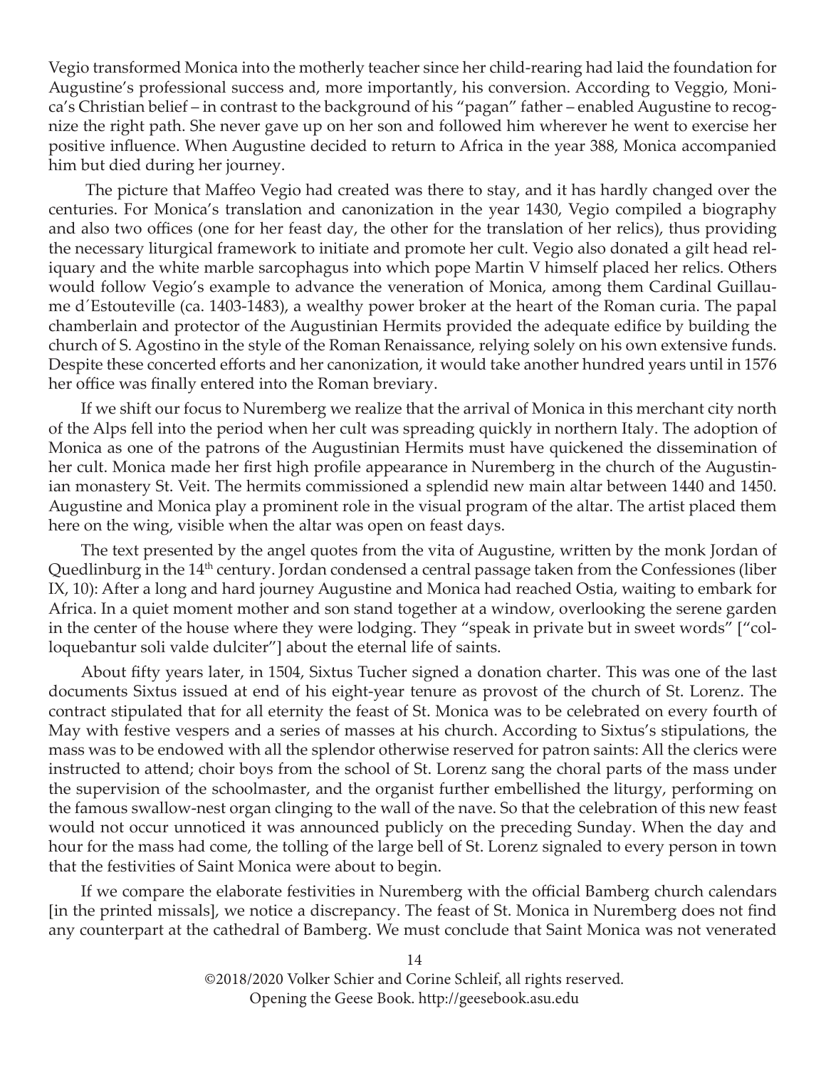Vegio transformed Monica into the motherly teacher since her child-rearing had laid the foundation for Augustine's professional success and, more importantly, his conversion. According to Veggio, Monica's Christian belief – in contrast to the background of his "pagan" father – enabled Augustine to recognize the right path. She never gave up on her son and followed him wherever he went to exercise her positive influence. When Augustine decided to return to Africa in the year 388, Monica accompanied him but died during her journey.

The picture that Maffeo Vegio had created was there to stay, and it has hardly changed over the centuries. For Monica's translation and canonization in the year 1430, Vegio compiled a biography and also two offices (one for her feast day, the other for the translation of her relics), thus providing the necessary liturgical framework to initiate and promote her cult. Vegio also donated a gilt head reliquary and the white marble sarcophagus into which pope Martin V himself placed her relics. Others would follow Vegio's example to advance the veneration of Monica, among them Cardinal Guillaume d´Estouteville (ca. 1403-1483), a wealthy power broker at the heart of the Roman curia. The papal chamberlain and protector of the Augustinian Hermits provided the adequate edifice by building the church of S. Agostino in the style of the Roman Renaissance, relying solely on his own extensive funds. Despite these concerted efforts and her canonization, it would take another hundred years until in 1576 her office was finally entered into the Roman breviary.

If we shift our focus to Nuremberg we realize that the arrival of Monica in this merchant city north of the Alps fell into the period when her cult was spreading quickly in northern Italy. The adoption of Monica as one of the patrons of the Augustinian Hermits must have quickened the dissemination of her cult. Monica made her first high profile appearance in Nuremberg in the church of the Augustinian monastery St. Veit. The hermits commissioned a splendid new main altar between 1440 and 1450. Augustine and Monica play a prominent role in the visual program of the altar. The artist placed them here on the wing, visible when the altar was open on feast days.

The text presented by the angel quotes from the vita of Augustine, written by the monk Jordan of Quedlinburg in the 14th century. Jordan condensed a central passage taken from the Confessiones (liber IX, 10): After a long and hard journey Augustine and Monica had reached Ostia, waiting to embark for Africa. In a quiet moment mother and son stand together at a window, overlooking the serene garden in the center of the house where they were lodging. They "speak in private but in sweet words" ["colloquebantur soli valde dulciter"] about the eternal life of saints.

About fifty years later, in 1504, Sixtus Tucher signed a donation charter. This was one of the last documents Sixtus issued at end of his eight-year tenure as provost of the church of St. Lorenz. The contract stipulated that for all eternity the feast of St. Monica was to be celebrated on every fourth of May with festive vespers and a series of masses at his church. According to Sixtus's stipulations, the mass was to be endowed with all the splendor otherwise reserved for patron saints: All the clerics were instructed to attend; choir boys from the school of St. Lorenz sang the choral parts of the mass under the supervision of the schoolmaster, and the organist further embellished the liturgy, performing on the famous swallow-nest organ clinging to the wall of the nave. So that the celebration of this new feast would not occur unnoticed it was announced publicly on the preceding Sunday. When the day and hour for the mass had come, the tolling of the large bell of St. Lorenz signaled to every person in town that the festivities of Saint Monica were about to begin.

If we compare the elaborate festivities in Nuremberg with the official Bamberg church calendars [in the printed missals], we notice a discrepancy. The feast of St. Monica in Nuremberg does not find any counterpart at the cathedral of Bamberg. We must conclude that Saint Monica was not venerated

©2018/2020 Volker Schier and Corine Schleif, all rights reserved.
Opening the Geese Book. http://geesebook.asu.edu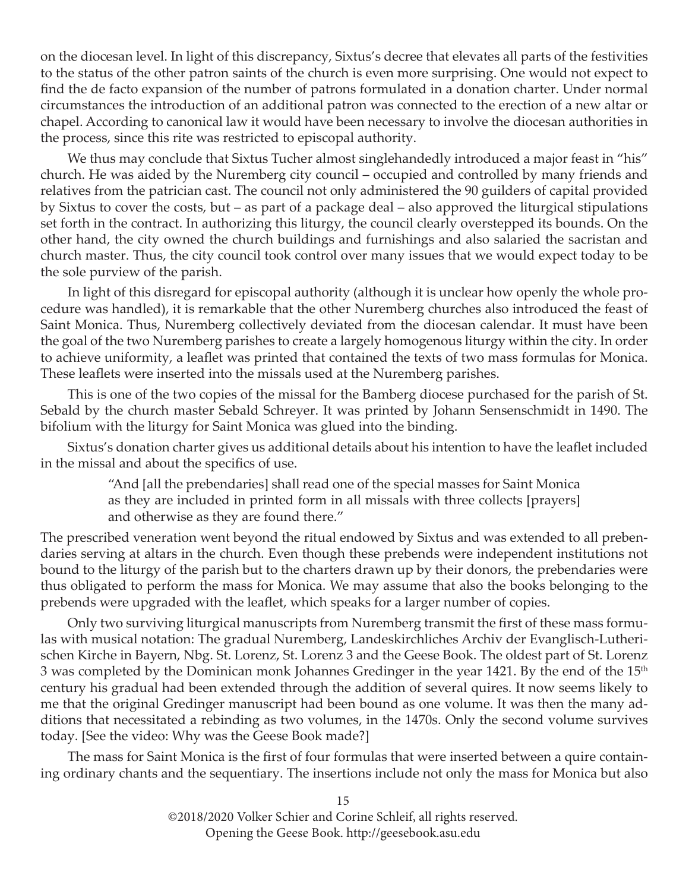on the diocesan level. In light of this discrepancy, Sixtus's decree that elevates all parts of the festivities to the status of the other patron saints of the church is even more surprising. One would not expect to find the de facto expansion of the number of patrons formulated in a donation charter. Under normal circumstances the introduction of an additional patron was connected to the erection of a new altar or chapel. According to canonical law it would have been necessary to involve the diocesan authorities in the process, since this rite was restricted to episcopal authority.

We thus may conclude that Sixtus Tucher almost singlehandedly introduced a major feast in "his" church. He was aided by the Nuremberg city council – occupied and controlled by many friends and relatives from the patrician cast. The council not only administered the 90 guilders of capital provided by Sixtus to cover the costs, but – as part of a package deal – also approved the liturgical stipulations set forth in the contract. In authorizing this liturgy, the council clearly overstepped its bounds. On the other hand, the city owned the church buildings and furnishings and also salaried the sacristan and church master. Thus, the city council took control over many issues that we would expect today to be the sole purview of the parish.

In light of this disregard for episcopal authority (although it is unclear how openly the whole procedure was handled), it is remarkable that the other Nuremberg churches also introduced the feast of Saint Monica. Thus, Nuremberg collectively deviated from the diocesan calendar. It must have been the goal of the two Nuremberg parishes to create a largely homogenous liturgy within the city. In order to achieve uniformity, a leaflet was printed that contained the texts of two mass formulas for Monica. These leaflets were inserted into the missals used at the Nuremberg parishes.

This is one of the two copies of the missal for the Bamberg diocese purchased for the parish of St. Sebald by the church master Sebald Schreyer. It was printed by Johann Sensenschmidt in 1490. The bifolium with the liturgy for Saint Monica was glued into the binding.

Sixtus's donation charter gives us additional details about his intention to have the leaflet included in the missal and about the specifics of use.

> "And [all the prebendaries] shall read one of the special masses for Saint Monica as they are included in printed form in all missals with three collects [prayers] and otherwise as they are found there."

The prescribed veneration went beyond the ritual endowed by Sixtus and was extended to all prebendaries serving at altars in the church. Even though these prebends were independent institutions not bound to the liturgy of the parish but to the charters drawn up by their donors, the prebendaries were thus obligated to perform the mass for Monica. We may assume that also the books belonging to the prebends were upgraded with the leaflet, which speaks for a larger number of copies.

Only two surviving liturgical manuscripts from Nuremberg transmit the first of these mass formulas with musical notation: The gradual Nuremberg, Landeskirchliches Archiv der Evangelisch-Lutherischen Kirche in Bayern, Nbg. St. Lorenz, St. Lorenz 3 and the Geese Book. The oldest part of St. Lorenz 3 was completed by the Dominican monk Johannes Gredinger in the year 1421. By the end of the 15th century his gradual had been extended through the addition of several quires. It now seems likely to me that the original Gredinger manuscript had been bound as one volume. It was then the many additions that necessitated a rebinding as two volumes, in the 1470s. Only the second volume survives today. [See the video: Why was the Geese Book made?]

The mass for Saint Monica is the first of four formulas that were inserted between a quire containing ordinary chants and the sequentiary. The insertions include not only the mass for Monica but also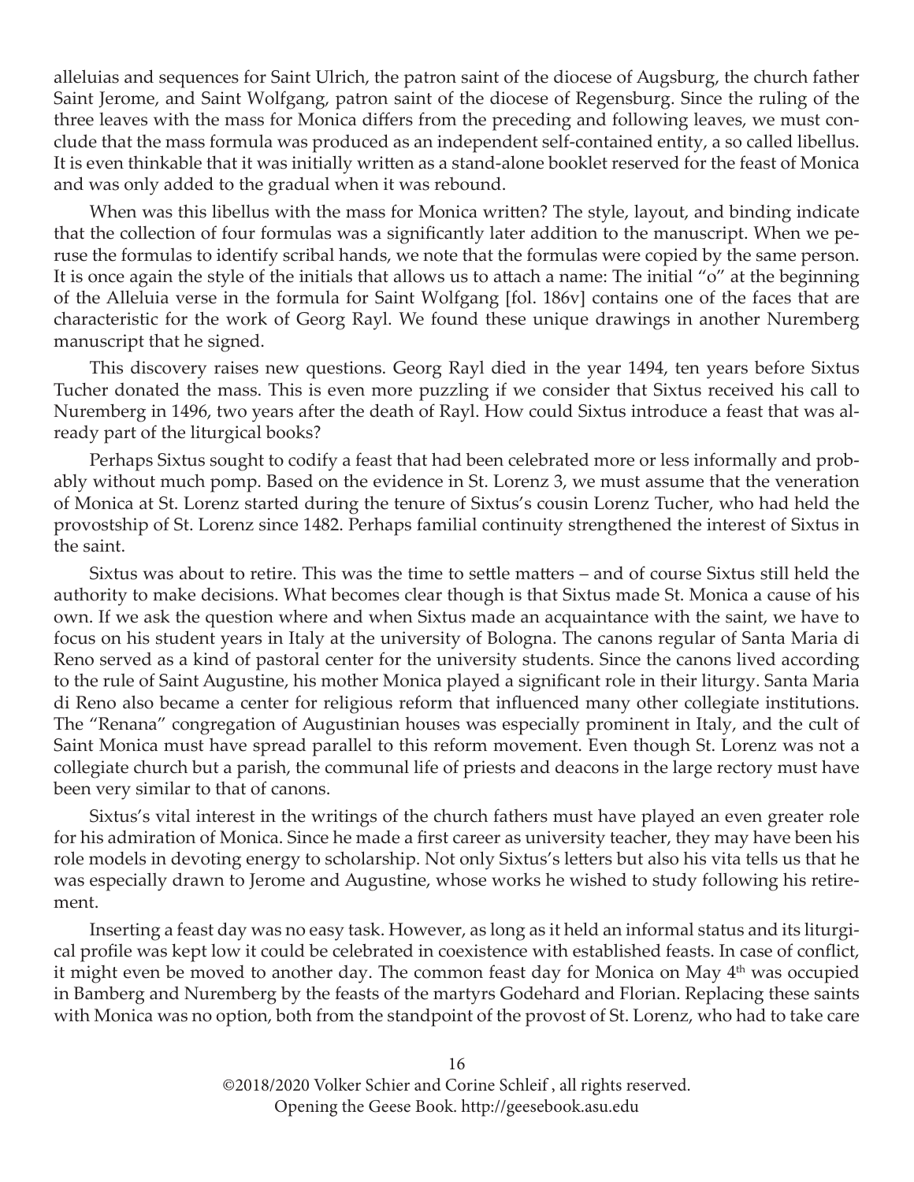alleluias and sequences for Saint Ulrich, the patron saint of the diocese of Augsburg, the church father Saint Jerome, and Saint Wolfgang, patron saint of the diocese of Regensburg. Since the ruling of the three leaves with the mass for Monica differs from the preceding and following leaves, we must conclude that the mass formula was produced as an independent self-contained entity, a so called libellus. It is even thinkable that it was initially written as a stand-alone booklet reserved for the feast of Monica and was only added to the gradual when it was rebound.

When was this libellus with the mass for Monica written? The style, layout, and binding indicate that the collection of four formulas was a significantly later addition to the manuscript. When we peruse the formulas to identify scribal hands, we note that the formulas were copied by the same person. It is once again the style of the initials that allows us to attach a name: The initial "o" at the beginning of the Alleluia verse in the formula for Saint Wolfgang [fol. 186v] contains one of the faces that are characteristic for the work of Georg Rayl. We found these unique drawings in another Nuremberg manuscript that he signed.

This discovery raises new questions. Georg Rayl died in the year 1494, ten years before Sixtus Tucher donated the mass. This is even more puzzling if we consider that Sixtus received his call to Nuremberg in 1496, two years after the death of Rayl. How could Sixtus introduce a feast that was already part of the liturgical books?

Perhaps Sixtus sought to codify a feast that had been celebrated more or less informally and probably without much pomp. Based on the evidence in St. Lorenz 3, we must assume that the veneration of Monica at St. Lorenz started during the tenure of Sixtus's cousin Lorenz Tucher, who had held the provostship of St. Lorenz since 1482. Perhaps familial continuity strengthened the interest of Sixtus in the saint.

Sixtus was about to retire. This was the time to settle matters – and of course Sixtus still held the authority to make decisions. What becomes clear though is that Sixtus made St. Monica a cause of his own. If we ask the question where and when Sixtus made an acquaintance with the saint, we have to focus on his student years in Italy at the university of Bologna. The canons regular of Santa Maria di Reno served as a kind of pastoral center for the university students. Since the canons lived according to the rule of Saint Augustine, his mother Monica played a significant role in their liturgy. Santa Maria di Reno also became a center for religious reform that influenced many other collegiate institutions. The "Renana" congregation of Augustinian houses was especially prominent in Italy, and the cult of Saint Monica must have spread parallel to this reform movement. Even though St. Lorenz was not a collegiate church but a parish, the communal life of priests and deacons in the large rectory must have been very similar to that of canons.

Sixtus's vital interest in the writings of the church fathers must have played an even greater role for his admiration of Monica. Since he made a first career as university teacher, they may have been his role models in devoting energy to scholarship. Not only Sixtus's letters but also his vita tells us that he was especially drawn to Jerome and Augustine, whose works he wished to study following his retirement.

Inserting a feast day was no easy task. However, as long as it held an informal status and its liturgical profile was kept low it could be celebrated in coexistence with established feasts. In case of conflict, it might even be moved to another day. The common feast day for Monica on May 4th was occupied in Bamberg and Nuremberg by the feasts of the martyrs Godehard and Florian. Replacing these saints with Monica was no option, both from the standpoint of the provost of St. Lorenz, who had to take care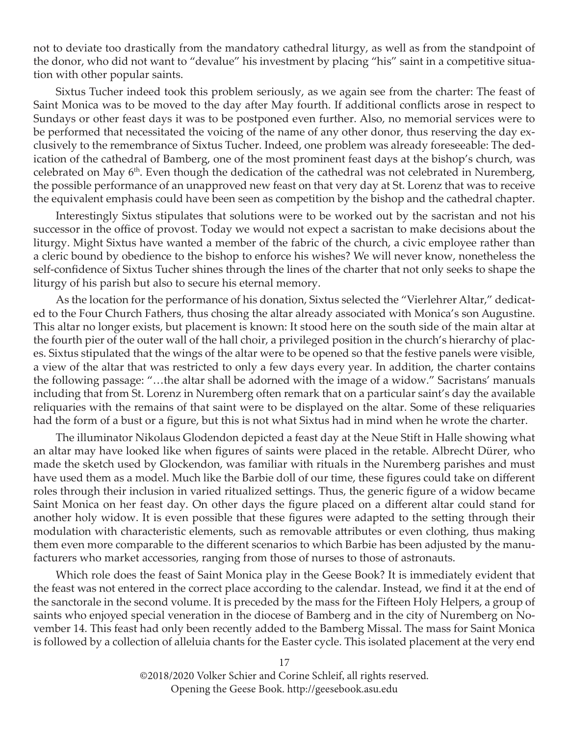not to deviate too drastically from the mandatory cathedral liturgy, as well as from the standpoint of the donor, who did not want to "devalue" his investment by placing "his" saint in a competitive situation with other popular saints.

Sixtus Tucher indeed took this problem seriously, as we again see from the charter: The feast of Saint Monica was to be moved to the day after May fourth. If additional conflicts arose in respect to Sundays or other feast days it was to be postponed even further. Also, no memorial services were to be performed that necessitated the voicing of the name of any other donor, thus reserving the day exclusively to the remembrance of Sixtus Tucher. Indeed, one problem was already foreseeable: The dedication of the cathedral of Bamberg, one of the most prominent feast days at the bishop's church, was celebrated on May 6th. Even though the dedication of the cathedral was not celebrated in Nuremberg, the possible performance of an unapproved new feast on that very day at St. Lorenz that was to receive the equivalent emphasis could have been seen as competition by the bishop and the cathedral chapter.

Interestingly Sixtus stipulates that solutions were to be worked out by the sacristan and not his successor in the office of provost. Today we would not expect a sacristan to make decisions about the liturgy. Might Sixtus have wanted a member of the fabric of the church, a civic employee rather than a cleric bound by obedience to the bishop to enforce his wishes? We will never know, nonetheless the self-confidence of Sixtus Tucher shines through the lines of the charter that not only seeks to shape the liturgy of his parish but also to secure his eternal memory.

As the location for the performance of his donation, Sixtus selected the "Vierlehrer Altar," dedicated to the Four Church Fathers, thus chosing the altar already associated with Monica's son Augustine. This altar no longer exists, but placement is known: It stood here on the south side of the main altar at the fourth pier of the outer wall of the hall choir, a privileged position in the church's hierarchy of places. Sixtus stipulated that the wings of the altar were to be opened so that the festive panels were visible, a view of the altar that was restricted to only a few days every year. In addition, the charter contains the following passage: "…the altar shall be adorned with the image of a widow." Sacristans' manuals including that from St. Lorenz in Nuremberg often remark that on a particular saint's day the available reliquaries with the remains of that saint were to be displayed on the altar. Some of these reliquaries had the form of a bust or a figure, but this is not what Sixtus had in mind when he wrote the charter.

The illuminator Nikolaus Glodendon depicted a feast day at the Neue Stift in Halle showing what an altar may have looked like when figures of saints were placed in the retable. Albrecht Dürer, who made the sketch used by Glockendon, was familiar with rituals in the Nuremberg parishes and must have used them as a model. Much like the Barbie doll of our time, these figures could take on different roles through their inclusion in varied ritualized settings. Thus, the generic figure of a widow became Saint Monica on her feast day. On other days the figure placed on a different altar could stand for another holy widow. It is even possible that these figures were adapted to the setting through their modulation with characteristic elements, such as removable attributes or even clothing, thus making them even more comparable to the different scenarios to which Barbie has been adjusted by the manufacturers who market accessories, ranging from those of nurses to those of astronauts.

Which role does the feast of Saint Monica play in the Geese Book? It is immediately evident that the feast was not entered in the correct place according to the calendar. Instead, we find it at the end of the sanctorale in the second volume. It is preceded by the mass for the Fifteen Holy Helpers, a group of saints who enjoyed special veneration in the diocese of Bamberg and in the city of Nuremberg on November 14. This feast had only been recently added to the Bamberg Missal. The mass for Saint Monica is followed by a collection of alleluia chants for the Easter cycle. This isolated placement at the very end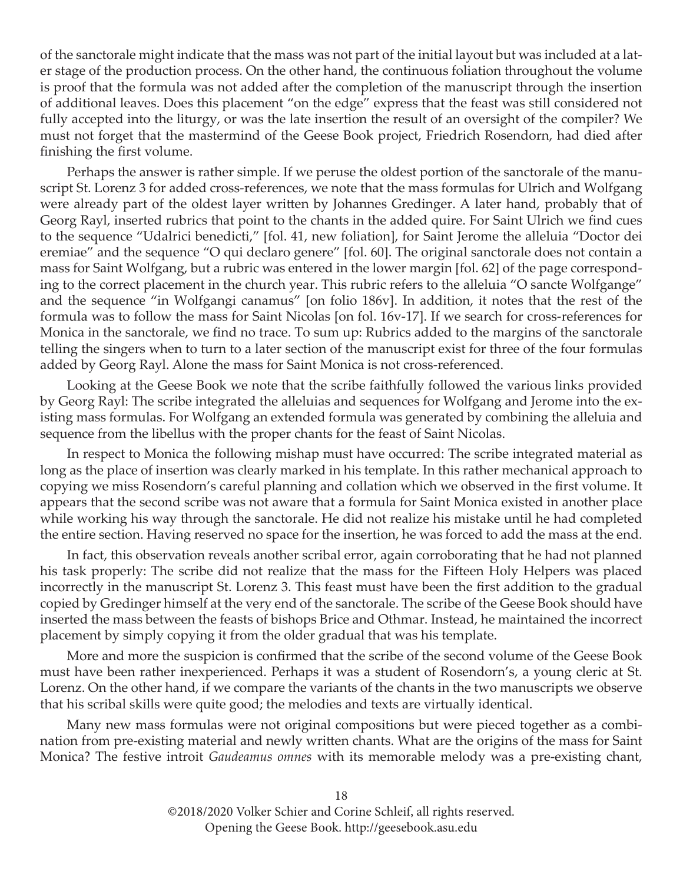of the sanctorale might indicate that the mass was not part of the initial layout but was included at a later stage of the production process. On the other hand, the continuous foliation throughout the volume is proof that the formula was not added after the completion of the manuscript through the insertion of additional leaves. Does this placement "on the edge" express that the feast was still considered not fully accepted into the liturgy, or was the late insertion the result of an oversight of the compiler? We must not forget that the mastermind of the Geese Book project, Friedrich Rosendorn, had died after finishing the first volume.

Perhaps the answer is rather simple. If we peruse the oldest portion of the sanctorale of the manuscript St. Lorenz 3 for added cross-references, we note that the mass formulas for Ulrich and Wolfgang were already part of the oldest layer written by Johannes Gredinger. A later hand, probably that of Georg Rayl, inserted rubrics that point to the chants in the added quire. For Saint Ulrich we find cues to the sequence "Udalrici benedicti," [fol. 41, new foliation], for Saint Jerome the alleluia "Doctor dei eremiae" and the sequence "O qui declaro genere" [fol. 60]. The original sanctorale does not contain a mass for Saint Wolfgang, but a rubric was entered in the lower margin [fol. 62] of the page corresponding to the correct placement in the church year. This rubric refers to the alleluia "O sancte Wolfgange" and the sequence "in Wolfgangi canamus" [on folio 186v]. In addition, it notes that the rest of the formula was to follow the mass for Saint Nicolas [on fol. 16v-17]. If we search for cross-references for Monica in the sanctorale, we find no trace. To sum up: Rubrics added to the margins of the sanctorale telling the singers when to turn to a later section of the manuscript exist for three of the four formulas added by Georg Rayl. Alone the mass for Saint Monica is not cross-referenced.

Looking at the Geese Book we note that the scribe faithfully followed the various links provided by Georg Rayl: The scribe integrated the alleluias and sequences for Wolfgang and Jerome into the existing mass formulas. For Wolfgang an extended formula was generated by combining the alleluia and sequence from the libellus with the proper chants for the feast of Saint Nicolas.

In respect to Monica the following mishap must have occurred: The scribe integrated material as long as the place of insertion was clearly marked in his template. In this rather mechanical approach to copying we miss Rosendorn's careful planning and collation which we observed in the first volume. It appears that the second scribe was not aware that a formula for Saint Monica existed in another place while working his way through the sanctorale. He did not realize his mistake until he had completed the entire section. Having reserved no space for the insertion, he was forced to add the mass at the end.

In fact, this observation reveals another scribal error, again corroborating that he had not planned his task properly: The scribe did not realize that the mass for the Fifteen Holy Helpers was placed incorrectly in the manuscript St. Lorenz 3. This feast must have been the first addition to the gradual copied by Gredinger himself at the very end of the sanctorale. The scribe of the Geese Book should have inserted the mass between the feasts of bishops Brice and Othmar. Instead, he maintained the incorrect placement by simply copying it from the older gradual that was his template.

More and more the suspicion is confirmed that the scribe of the second volume of the Geese Book must have been rather inexperienced. Perhaps it was a student of Rosendorn's, a young cleric at St. Lorenz. On the other hand, if we compare the variants of the chants in the two manuscripts we observe that his scribal skills were quite good; the melodies and texts are virtually identical.

Many new mass formulas were not original compositions but were pieced together as a combination from pre-existing material and newly written chants. What are the origins of the mass for Saint Monica? The festive introit *Gaudeamus omnes* with its memorable melody was a pre-existing chant,

©2018/2020 Volker Schier and Corine Schleif, all rights reserved.
Opening the Geese Book. http://geesebook.asu.edu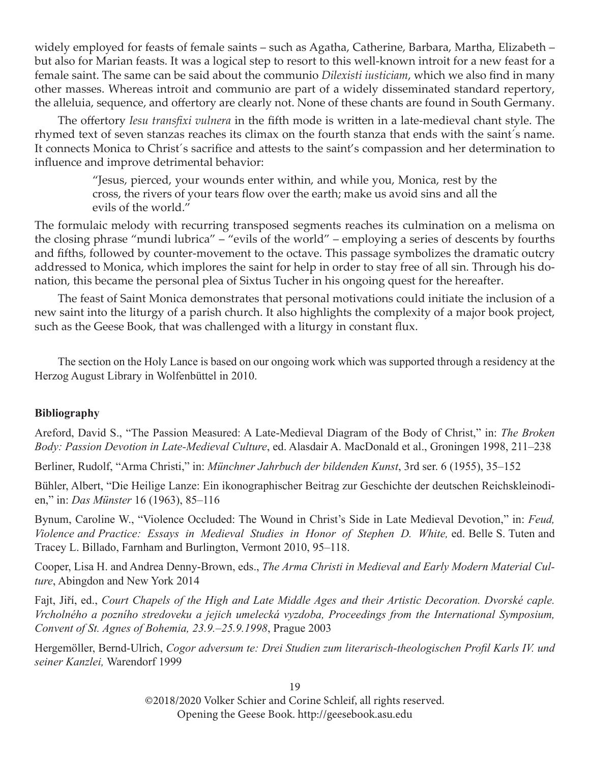widely employed for feasts of female saints – such as Agatha, Catherine, Barbara, Martha, Elizabeth – but also for Marian feasts. It was a logical step to resort to this well-known introit for a new feast for a female saint. The same can be said about the communio *Dilexisti iusticiam*, which we also find in many other masses. Whereas introit and communio are part of a widely disseminated standard repertory, the alleluia, sequence, and offertory are clearly not. None of these chants are found in South Germany.

The offertory *Iesu transfixi vulnera* in the fifth mode is written in a late-medieval chant style. The rhymed text of seven stanzas reaches its climax on the fourth stanza that ends with the saint´s name. It connects Monica to Christ´s sacrifice and attests to the saint's compassion and her determination to influence and improve detrimental behavior:

> "Jesus, pierced, your wounds enter within, and while you, Monica, rest by the cross, the rivers of your tears flow over the earth; make us avoid sins and all the evils of the world."

The formulaic melody with recurring transposed segments reaches its culmination on a melisma on the closing phrase "mundi lubrica" – "evils of the world" – employing a series of descents by fourths and fifths, followed by counter-movement to the octave. This passage symbolizes the dramatic outcry addressed to Monica, which implores the saint for help in order to stay free of all sin. Through his donation, this became the personal plea of Sixtus Tucher in his ongoing quest for the hereafter.

The feast of Saint Monica demonstrates that personal motivations could initiate the inclusion of a new saint into the liturgy of a parish church. It also highlights the complexity of a major book project, such as the Geese Book, that was challenged with a liturgy in constant flux.

The section on the Holy Lance is based on our ongoing work which was supported through a residency at the Herzog August Library in Wolfenbüttel in 2010.

**Bibliography**

Areford, David S., "The Passion Measured: A Late-Medieval Diagram of the Body of Christ," in: *The Broken Body: Passion Devotion in Late-Medieval Culture*, ed. Alasdair A. MacDonald et al., Groningen 1998, 211–238

Berliner, Rudolf, "Arma Christi," in: *Münchner Jahrbuch der bildenden Kunst*, 3rd ser. 6 (1955), 35–152

Bühler, Albert, "Die Heilige Lanze: Ein ikonographischer Beitrag zur Geschichte der deutschen Reichskleinodien," in: *Das Münster* 16 (1963), 85–116

Bynum, Caroline W., "Violence Occluded: The Wound in Christ's Side in Late Medieval Devotion," in: *Feud, Violence and Practice: Essays in Medieval Studies in Honor of Stephen D. White,* ed. Belle S. Tuten and Tracey L. Billado, Farnham and Burlington, Vermont 2010, 95–118.

Cooper, Lisa H. and Andrea Denny-Brown, eds., *The Arma Christi in Medieval and Early Modern Material Culture*, Abingdon and New York 2014

Fajt, Jiří, ed., *Court Chapels of the High and Late Middle Ages and their Artistic Decoration. Dvorské caple. Vrcholného a pozního stredoveku a jejich umelecká vyzdoba, Proceedings from the International Symposium, Convent of St. Agnes of Bohemia, 23.9.–25.9.1998*, Prague 2003

Hergemöller, Bernd-Ulrich, *Cogor adversum te: Drei Studien zum literarisch-theologischen Profil Karls IV. und seiner Kanzlei,* Warendorf 1999

©2018/2020 Volker Schier and Corine Schleif, all rights reserved.
Opening the Geese Book. http://geesebook.asu.edu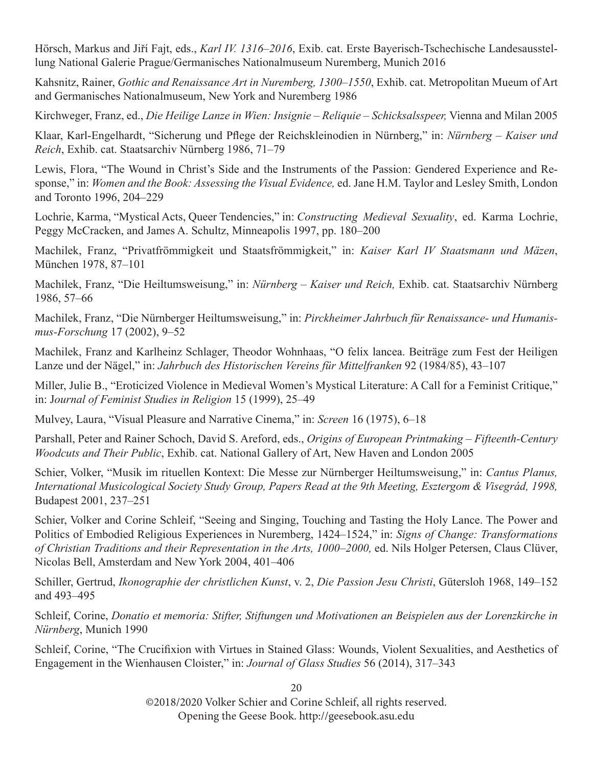Hörsch, Markus and Jiří Fajt, eds., *Karl IV. 1316–2016*, Exib. cat. Erste Bayerisch-Tschechische Landesausstellung National Galerie Prague/Germanisches Nationalmuseum Nuremberg, Munich 2016

Kahsnitz, Rainer, *Gothic and Renaissance Art in Nuremberg, 1300–1550*, Exhib. cat. Metropolitan Mueum of Art and Germanisches Nationalmuseum, New York and Nuremberg 1986

Kirchweger, Franz, ed., *Die Heilige Lanze in Wien: Insignie – Reliquie – Schicksalsspeer,* Vienna and Milan 2005

Klaar, Karl-Engelhardt, "Sicherung und Pflege der Reichskleinodien in Nürnberg," in: *Nürnberg – Kaiser und Reich*, Exhib. cat. Staatsarchiv Nürnberg 1986, 71–79

Lewis, Flora, "The Wound in Christ's Side and the Instruments of the Passion: Gendered Experience and Response," in: *Women and the Book: Assessing the Visual Evidence,* ed. Jane H.M. Taylor and Lesley Smith, London and Toronto 1996, 204–229

Lochrie, Karma, "Mystical Acts, Queer Tendencies," in: *Constructing Medieval Sexuality*, ed. Karma Lochrie, Peggy McCracken, and James A. Schultz, Minneapolis 1997, pp. 180–200

Machilek, Franz, "Privatfrömmigkeit und Staatsfrömmigkeit," in: *Kaiser Karl IV Staatsmann und Mäzen*, München 1978, 87–101

Machilek, Franz, "Die Heiltumsweisung," in: *Nürnberg – Kaiser und Reich,* Exhib. cat. Staatsarchiv Nürnberg 1986, 57–66

Machilek, Franz, "Die Nürnberger Heiltumsweisung," in: *Pirckheimer Jahrbuch für Renaissance- und Humanismus-Forschung* 17 (2002), 9–52

Machilek, Franz and Karlheinz Schlager, Theodor Wohnhaas, "O felix lancea. Beiträge zum Fest der Heiligen Lanze und der Nägel," in: *Jahrbuch des Historischen Vereins für Mittelfranken* 92 (1984/85), 43–107

Miller, Julie B., "Eroticized Violence in Medieval Women's Mystical Literature: A Call for a Feminist Critique," in: J*ournal of Feminist Studies in Religion* 15 (1999), 25–49

Mulvey, Laura, "Visual Pleasure and Narrative Cinema," in: *Screen* 16 (1975), 6–18

Parshall, Peter and Rainer Schoch, David S. Areford, eds., *Origins of European Printmaking – Fifteenth-Century Woodcuts and Their Public*, Exhib. cat. National Gallery of Art, New Haven and London 2005

Schier, Volker, "Musik im rituellen Kontext: Die Messe zur Nürnberger Heiltumsweisung," in: *Cantus Planus, International Musicological Society Study Group, Papers Read at the 9th Meeting, Esztergom & Visegrád, 1998,* Budapest 2001, 237–251

Schier, Volker and Corine Schleif, "Seeing and Singing, Touching and Tasting the Holy Lance. The Power and Politics of Embodied Religious Experiences in Nuremberg, 1424–1524," in: *Signs of Change: Transformations of Christian Traditions and their Representation in the Arts, 1000–2000,* ed. Nils Holger Petersen, Claus Clüver, Nicolas Bell, Amsterdam and New York 2004, 401–406

Schiller, Gertrud, *Ikonographie der christlichen Kunst*, v. 2, *Die Passion Jesu Christi*, Gütersloh 1968, 149–152 and 493–495

Schleif, Corine, *Donatio et memoria: Stifter, Stiftungen und Motivationen an Beispielen aus der Lorenzkirche in Nürnberg*, Munich 1990

Schleif, Corine, "The Crucifixion with Virtues in Stained Glass: Wounds, Violent Sexualities, and Aesthetics of Engagement in the Wienhausen Cloister," in: *Journal of Glass Studies* 56 (2014), 317–343

©2018/2020 Volker Schier and Corine Schleif, all rights reserved.
Opening the Geese Book. http://geesebook.asu.edu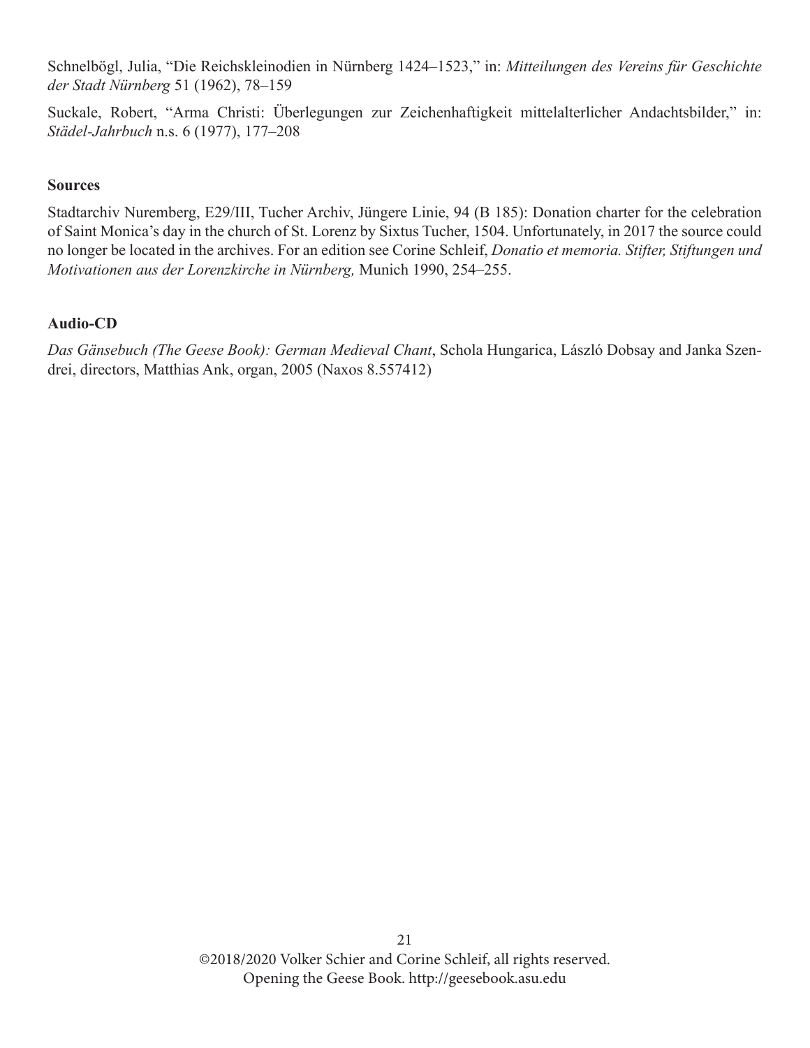Schnelbögl, Julia, "Die Reichskleinodien in Nürnberg 1424–1523," in: *Mitteilungen des Vereins für Geschichte der Stadt Nürnberg* 51 (1962), 78–159

Suckale, Robert, "Arma Christi: Überlegungen zur Zeichenhaftigkeit mittelalterlicher Andachtsbilder," in: *Städel-Jahrbuch* n.s. 6 (1977), 177–208

### Sources

Stadtarchiv Nuremberg, E29/III, Tucher Archiv, Jüngere Linie, 94 (B 185): Donation charter for the celebration of Saint Monica's day in the church of St. Lorenz by Sixtus Tucher, 1504. Unfortunately, in 2017 the source could no longer be located in the archives. For an edition see Corine Schleif, *Donatio et memoria. Stifter, Stiftungen und Motivationen aus der Lorenzkirche in Nürnberg,* Munich 1990, 254–255.

### Audio-CD

*Das Gänsebuch (The Geese Book): German Medieval Chant*, Schola Hungarica, László Dobsay and Janka Szendrei, directors, Matthias Ank, organ, 2005 (Naxos 8.557412)